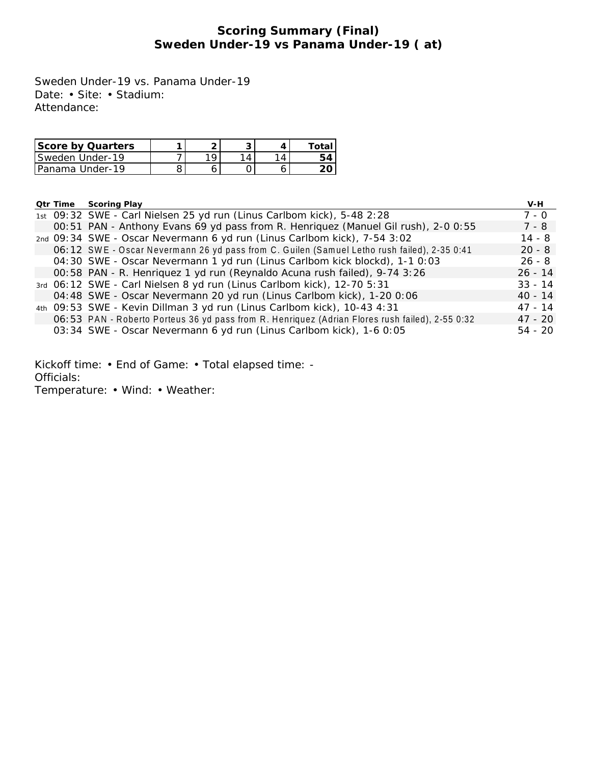# Scoring Summary (Final)
## Sweden Under-19 vs Panama Under-19 ( at)

Sweden Under-19 vs. Panama Under-19
Date: • Site: • Stadium:
Attendance:

| Score by Quarters | 1 | 2 | 3 | 4 | Total |
|---|---|---|---|---|---|
| Sweden Under-19 | 7 | 19 | 14 | 14 | **54** |
| Panama Under-19 | 8 | 6 | 0 | 6 | **20** |

| Qtr | Time | Scoring Play | V-H |
|---|---|---|---|
| 1st | 09:32 | SWE - Carl Nielsen 25 yd run (Linus Carlbom kick), 5-48 2:28 | 7 - 0 |
| | 00:51 | PAN - Anthony Evans 69 yd pass from R. Henriquez (Manuel Gil rush), 2-0 0:55 | 7 - 8 |
| 2nd | 09:34 | SWE - Oscar Nevermann 6 yd run (Linus Carlbom kick), 7-54 3:02 | 14 - 8 |
| | 06:12 | SWE - Oscar Nevermann 26 yd pass from C. Guilen (Samuel Letho rush failed), 2-35 0:41 | 20 - 8 |
| | 04:30 | SWE - Oscar Nevermann 1 yd run (Linus Carlbom kick blockd), 1-1 0:03 | 26 - 8 |
| | 00:58 | PAN - R. Henriquez 1 yd run (Reynaldo Acuna rush failed), 9-74 3:26 | 26 - 14 |
| 3rd | 06:12 | SWE - Carl Nielsen 8 yd run (Linus Carlbom kick), 12-70 5:31 | 33 - 14 |
| | 04:48 | SWE - Oscar Nevermann 20 yd run (Linus Carlbom kick), 1-20 0:06 | 40 - 14 |
| 4th | 09:53 | SWE - Kevin Dillman 3 yd run (Linus Carlbom kick), 10-43 4:31 | 47 - 14 |
| | 06:53 | PAN - Roberto Porteus 36 yd pass from R. Henriquez (Adrian Flores rush failed), 2-55 0:32 | 47 - 20 |
| | 03:34 | SWE - Oscar Nevermann 6 yd run (Linus Carlbom kick), 1-6 0:05 | 54 - 20 |

Kickoff time: • End of Game: • Total elapsed time: -
Officials:
Temperature: • Wind: • Weather: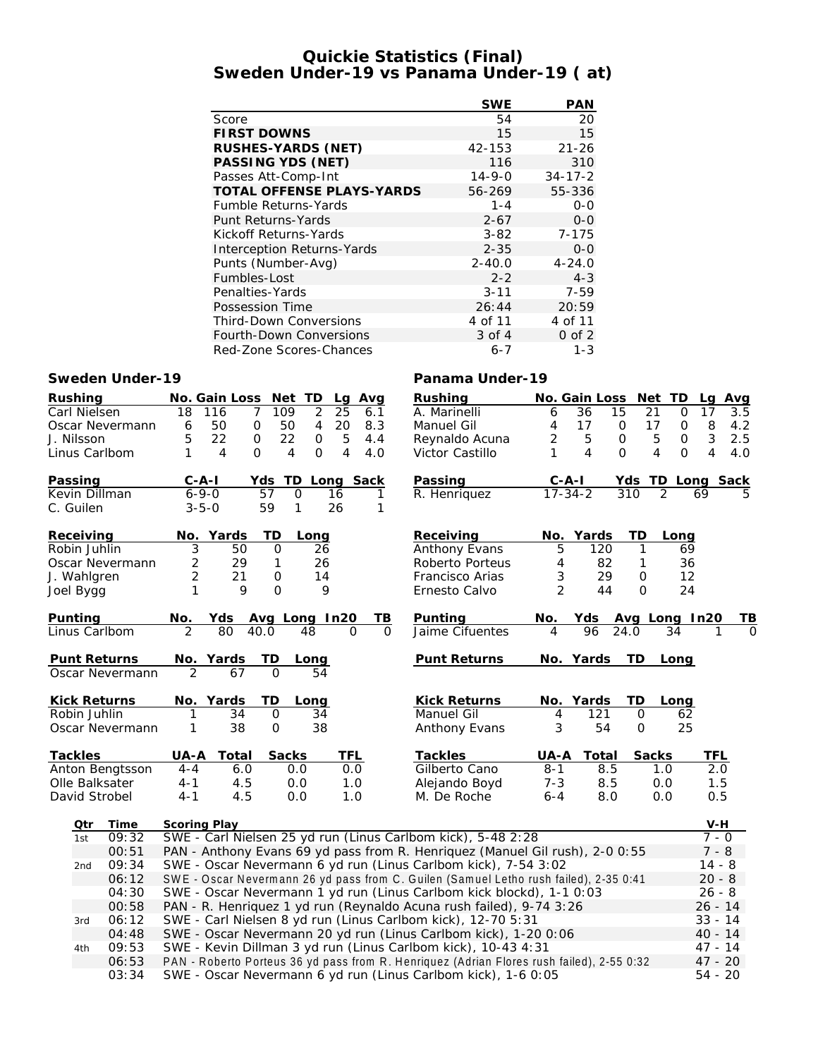# Quickie Statistics (Final)
## Sweden Under-19 vs Panama Under-19 ( at)

| | SWE | PAN |
|---|---|---|
| Score | 54 | 20 |
| **FIRST DOWNS** | 15 | 15 |
| **RUSHES-YARDS (NET)** | 42-153 | 21-26 |
| **PASSING YDS (NET)** | 116 | 310 |
| Passes Att-Comp-Int | 14-9-0 | 34-17-2 |
| **TOTAL OFFENSE PLAYS-YARDS** | 56-269 | 55-336 |
| Fumble Returns-Yards | 1-4 | 0-0 |
| Punt Returns-Yards | 2-67 | 0-0 |
| Kickoff Returns-Yards | 3-82 | 7-175 |
| Interception Returns-Yards | 2-35 | 0-0 |
| Punts (Number-Avg) | 2-40.0 | 4-24.0 |
| Fumbles-Lost | 2-2 | 4-3 |
| Penalties-Yards | 3-11 | 7-59 |
| Possession Time | 26:44 | 20:59 |
| Third-Down Conversions | 4 of 11 | 4 of 11 |
| Fourth-Down Conversions | 3 of 4 | 0 of 2 |
| Red-Zone Scores-Chances | 6-7 | 1-3 |

### Sweden Under-19

| Rushing | No. | Gain | Loss | Net | TD | Lg | Avg |
|---|---|---|---|---|---|---|---|
| Carl Nielsen | 18 | 116 | 7 | 109 | 2 | 25 | 6.1 |
| Oscar Nevermann | 6 | 50 | 0 | 50 | 4 | 20 | 8.3 |
| J. Nilsson | 5 | 22 | 0 | 22 | 0 | 5 | 4.4 |
| Linus Carlbom | 1 | 4 | 0 | 4 | 0 | 4 | 4.0 |

| Passing | C-A-I | Yds | TD | Long | Sack |
|---|---|---|---|---|---|
| Kevin Dillman | 6-9-0 | 57 | 0 | 16 | 1 |
| C. Guilen | 3-5-0 | 59 | 1 | 26 | 1 |

| Receiving | No. | Yards | TD | Long |
|---|---|---|---|---|
| Robin Juhlin | 3 | 50 | 0 | 26 |
| Oscar Nevermann | 2 | 29 | 1 | 26 |
| J. Wahlgren | 2 | 21 | 0 | 14 |
| Joel Bygg | 1 | 9 | 0 | 9 |

| Punting | No. | Yds | Avg | Long | In20 | TB |
|---|---|---|---|---|---|---|
| Linus Carlbom | 2 | 80 | 40.0 | 48 | 0 | 0 |

| Punt Returns | No. | Yards | TD | Long |
|---|---|---|---|---|
| Oscar Nevermann | 2 | 67 | 0 | 54 |

| Kick Returns | No. | Yards | TD | Long |
|---|---|---|---|---|
| Robin Juhlin | 1 | 34 | 0 | 34 |
| Oscar Nevermann | 1 | 38 | 0 | 38 |

| Tackles | UA-A | Total | Sacks | TFL |
|---|---|---|---|---|
| Anton Bengtsson | 4-4 | 6.0 | 0.0 | 0.0 |
| Olle Balksater | 4-1 | 4.5 | 0.0 | 1.0 |
| David Strobel | 4-1 | 4.5 | 0.0 | 1.0 |

### Panama Under-19

| Rushing | No. | Gain | Loss | Net | TD | Lg | Avg |
|---|---|---|---|---|---|---|---|
| A. Marinelli | 6 | 36 | 15 | 21 | 0 | 17 | 3.5 |
| Manuel Gil | 4 | 17 | 0 | 17 | 0 | 8 | 4.2 |
| Reynaldo Acuna | 2 | 5 | 0 | 5 | 0 | 3 | 2.5 |
| Victor Castillo | 1 | 4 | 0 | 4 | 0 | 4 | 4.0 |

| Passing | C-A-I | Yds | TD | Long | Sack |
|---|---|---|---|---|---|
| R. Henriquez | 17-34-2 | 310 | 2 | 69 | 5 |

| Receiving | No. | Yards | TD | Long |
|---|---|---|---|---|
| Anthony Evans | 5 | 120 | 1 | 69 |
| Roberto Porteus | 4 | 82 | 1 | 36 |
| Francisco Arias | 3 | 29 | 0 | 12 |
| Ernesto Calvo | 2 | 44 | 0 | 24 |

| Punting | No. | Yds | Avg | Long | In20 | TB |
|---|---|---|---|---|---|---|
| Jaime Cifuentes | 4 | 96 | 24.0 | 34 | 1 | 0 |

| Punt Returns | No. | Yards | TD | Long |
|---|---|---|---|---|

| Kick Returns | No. | Yards | TD | Long |
|---|---|---|---|---|
| Manuel Gil | 4 | 121 | 0 | 62 |
| Anthony Evans | 3 | 54 | 0 | 25 |

| Tackles | UA-A | Total | Sacks | TFL |
|---|---|---|---|---|
| Gilberto Cano | 8-1 | 8.5 | 1.0 | 2.0 |
| Alejando Boyd | 7-3 | 8.5 | 0.0 | 1.5 |
| M. De Roche | 6-4 | 8.0 | 0.0 | 0.5 |

### Scoring Summary

| Qtr | Time | Scoring Play | V-H |
|---|---|---|---|
| 1st | 09:32 | SWE - Carl Nielsen 25 yd run (Linus Carlbom kick), 5-48 2:28 | 7 - 0 |
| | 00:51 | PAN - Anthony Evans 69 yd pass from R. Henriquez (Manuel Gil rush), 2-0 0:55 | 7 - 8 |
| 2nd | 09:34 | SWE - Oscar Nevermann 6 yd run (Linus Carlbom kick), 7-54 3:02 | 14 - 8 |
| | 06:12 | SWE - Oscar Nevermann 26 yd pass from C. Guilen (Samuel Letho rush failed), 2-35 0:41 | 20 - 8 |
| | 04:30 | SWE - Oscar Nevermann 1 yd run (Linus Carlbom kick blockd), 1-1 0:03 | 26 - 8 |
| | 00:58 | PAN - R. Henriquez 1 yd run (Reynaldo Acuna rush failed), 9-74 3:26 | 26 - 14 |
| 3rd | 06:12 | SWE - Carl Nielsen 8 yd run (Linus Carlbom kick), 12-70 5:31 | 33 - 14 |
| | 04:48 | SWE - Oscar Nevermann 20 yd run (Linus Carlbom kick), 1-20 0:06 | 40 - 14 |
| 4th | 09:53 | SWE - Kevin Dillman 3 yd run (Linus Carlbom kick), 10-43 4:31 | 47 - 14 |
| | 06:53 | PAN - Roberto Porteus 36 yd pass from R. Henriquez (Adrian Flores rush failed), 2-55 0:32 | 47 - 20 |
| | 03:34 | SWE - Oscar Nevermann 6 yd run (Linus Carlbom kick), 1-6 0:05 | 54 - 20 |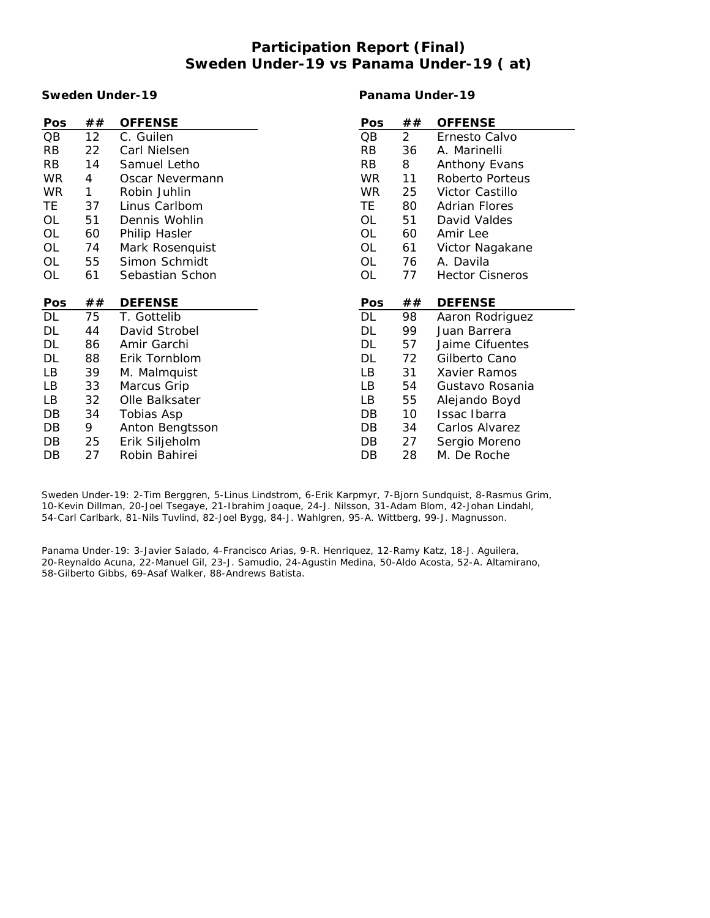# Participation Report (Final)
## Sweden Under-19 vs Panama Under-19 ( at)

### Sweden Under-19

| Pos | ## | OFFENSE |
|---|---|---|
| QB | 12 | C. Guilen |
| RB | 22 | Carl Nielsen |
| RB | 14 | Samuel Letho |
| WR | 4 | Oscar Nevermann |
| WR | 1 | Robin Juhlin |
| TE | 37 | Linus Carlbom |
| OL | 51 | Dennis Wohlin |
| OL | 60 | Philip Hasler |
| OL | 74 | Mark Rosenquist |
| OL | 55 | Simon Schmidt |
| OL | 61 | Sebastian Schon |

| Pos | ## | DEFENSE |
|---|---|---|
| DL | 75 | T. Gottelib |
| DL | 44 | David Strobel |
| DL | 86 | Amir Garchi |
| DL | 88 | Erik Tornblom |
| LB | 39 | M. Malmquist |
| LB | 33 | Marcus Grip |
| LB | 32 | Olle Balksater |
| DB | 34 | Tobias Asp |
| DB | 9 | Anton Bengtsson |
| DB | 25 | Erik Siljeholm |
| DB | 27 | Robin Bahirei |

### Panama Under-19

| Pos | ## | OFFENSE |
|---|---|---|
| QB | 2 | Ernesto Calvo |
| RB | 36 | A. Marinelli |
| RB | 8 | Anthony Evans |
| WR | 11 | Roberto Porteus |
| WR | 25 | Victor Castillo |
| TE | 80 | Adrian Flores |
| OL | 51 | David Valdes |
| OL | 60 | Amir Lee |
| OL | 61 | Victor Nagakane |
| OL | 76 | A. Davila |
| OL | 77 | Hector Cisneros |

| Pos | ## | DEFENSE |
|---|---|---|
| DL | 98 | Aaron Rodriguez |
| DL | 99 | Juan Barrera |
| DL | 57 | Jaime Cifuentes |
| DL | 72 | Gilberto Cano |
| LB | 31 | Xavier Ramos |
| LB | 54 | Gustavo Rosania |
| LB | 55 | Alejando Boyd |
| DB | 10 | Issac Ibarra |
| DB | 34 | Carlos Alvarez |
| DB | 27 | Sergio Moreno |
| DB | 28 | M. De Roche |

Sweden Under-19: 2-Tim Berggren, 5-Linus Lindstrom, 6-Erik Karpmyr, 7-Bjorn Sundquist, 8-Rasmus Grim, 10-Kevin Dillman, 20-Joel Tsegaye, 21-Ibrahim Joaque, 24-J. Nilsson, 31-Adam Blom, 42-Johan Lindahl, 54-Carl Carlbark, 81-Nils Tuvlind, 82-Joel Bygg, 84-J. Wahlgren, 95-A. Wittberg, 99-J. Magnusson.

Panama Under-19: 3-Javier Salado, 4-Francisco Arias, 9-R. Henriquez, 12-Ramy Katz, 18-J. Aguilera, 20-Reynaldo Acuna, 22-Manuel Gil, 23-J. Samudio, 24-Agustin Medina, 50-Aldo Acosta, 52-A. Altamirano, 58-Gilberto Gibbs, 69-Asaf Walker, 88-Andrews Batista.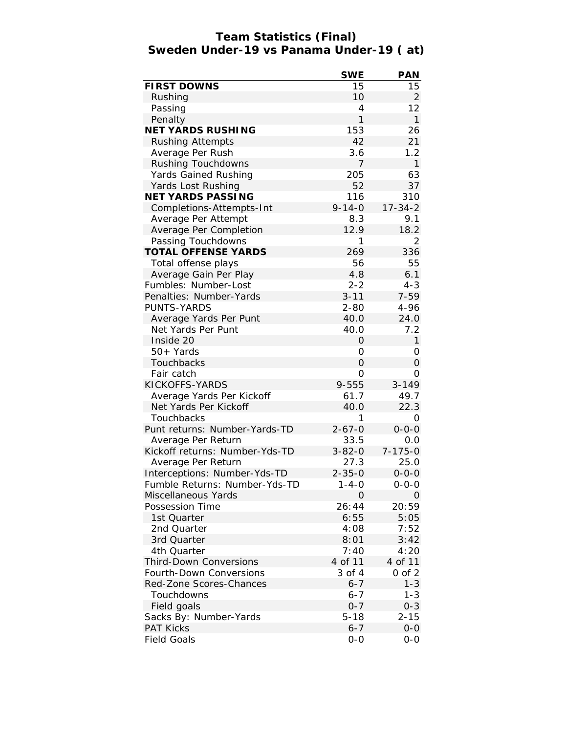# Team Statistics (Final)
## Sweden Under-19 vs Panama Under-19 ( at)

| | SWE | PAN |
|---|---|---|
| **FIRST DOWNS** | 15 | 15 |
| Rushing | 10 | 2 |
| Passing | 4 | 12 |
| Penalty | 1 | 1 |
| **NET YARDS RUSHING** | 153 | 26 |
| Rushing Attempts | 42 | 21 |
| Average Per Rush | 3.6 | 1.2 |
| Rushing Touchdowns | 7 | 1 |
| Yards Gained Rushing | 205 | 63 |
| Yards Lost Rushing | 52 | 37 |
| **NET YARDS PASSING** | 116 | 310 |
| Completions-Attempts-Int | 9-14-0 | 17-34-2 |
| Average Per Attempt | 8.3 | 9.1 |
| Average Per Completion | 12.9 | 18.2 |
| Passing Touchdowns | 1 | 2 |
| **TOTAL OFFENSE YARDS** | 269 | 336 |
| Total offense plays | 56 | 55 |
| Average Gain Per Play | 4.8 | 6.1 |
| Fumbles: Number-Lost | 2-2 | 4-3 |
| Penalties: Number-Yards | 3-11 | 7-59 |
| PUNTS-YARDS | 2-80 | 4-96 |
| Average Yards Per Punt | 40.0 | 24.0 |
| Net Yards Per Punt | 40.0 | 7.2 |
| Inside 20 | 0 | 1 |
| 50+ Yards | 0 | 0 |
| Touchbacks | 0 | 0 |
| Fair catch | 0 | 0 |
| KICKOFFS-YARDS | 9-555 | 3-149 |
| Average Yards Per Kickoff | 61.7 | 49.7 |
| Net Yards Per Kickoff | 40.0 | 22.3 |
| Touchbacks | 1 | 0 |
| Punt returns: Number-Yards-TD | 2-67-0 | 0-0-0 |
| Average Per Return | 33.5 | 0.0 |
| Kickoff returns: Number-Yds-TD | 3-82-0 | 7-175-0 |
| Average Per Return | 27.3 | 25.0 |
| Interceptions: Number-Yds-TD | 2-35-0 | 0-0-0 |
| Fumble Returns: Number-Yds-TD | 1-4-0 | 0-0-0 |
| Miscellaneous Yards | 0 | 0 |
| Possession Time | 26:44 | 20:59 |
| 1st Quarter | 6:55 | 5:05 |
| 2nd Quarter | 4:08 | 7:52 |
| 3rd Quarter | 8:01 | 3:42 |
| 4th Quarter | 7:40 | 4:20 |
| Third-Down Conversions | 4 of 11 | 4 of 11 |
| Fourth-Down Conversions | 3 of 4 | 0 of 2 |
| Red-Zone Scores-Chances | 6-7 | 1-3 |
| Touchdowns | 6-7 | 1-3 |
| Field goals | 0-7 | 0-3 |
| Sacks By: Number-Yards | 5-18 | 2-15 |
| PAT Kicks | 6-7 | 0-0 |
| Field Goals | 0-0 | 0-0 |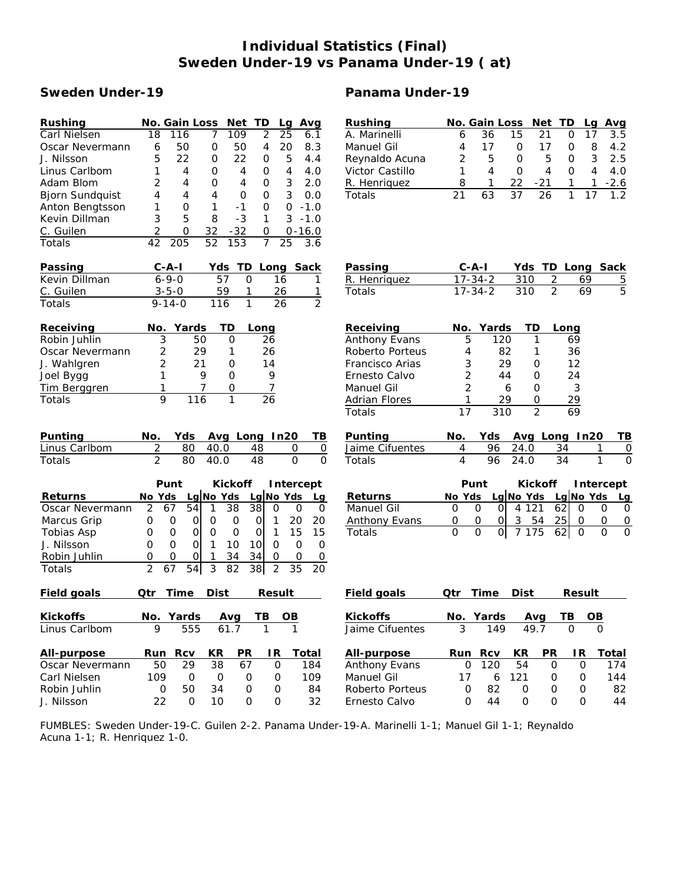# Individual Statistics (Final)
# Sweden Under-19 vs Panama Under-19 ( at)

## Sweden Under-19

| Rushing | No. | Gain | Loss | Net | TD | Lg | Avg |
|---|---|---|---|---|---|---|---|
| Carl Nielsen | 18 | 116 | 7 | 109 | 2 | 25 | 6.1 |
| Oscar Nevermann | 6 | 50 | 0 | 50 | 4 | 20 | 8.3 |
| J. Nilsson | 5 | 22 | 0 | 22 | 0 | 5 | 4.4 |
| Linus Carlbom | 1 | 4 | 0 | 4 | 0 | 4 | 4.0 |
| Adam Blom | 2 | 4 | 0 | 4 | 0 | 3 | 2.0 |
| Bjorn Sundquist | 4 | 4 | 4 | 0 | 0 | 3 | 0.0 |
| Anton Bengtsson | 1 | 0 | 1 | -1 | 0 | 0 | -1.0 |
| Kevin Dillman | 3 | 5 | 8 | -3 | 1 | 3 | -1.0 |
| C. Guilen | 2 | 0 | 32 | -32 | 0 | 0 | -16.0 |
| Totals | 42 | 205 | 52 | 153 | 7 | 25 | 3.6 |

| Passing | C-A-I | Yds | TD | Long | Sack |
|---|---|---|---|---|---|
| Kevin Dillman | 6-9-0 | 57 | 0 | 16 | 1 |
| C. Guilen | 3-5-0 | 59 | 1 | 26 | 1 |
| Totals | 9-14-0 | 116 | 1 | 26 | 2 |

| Receiving | No. | Yards | TD | Long |
|---|---|---|---|---|
| Robin Juhlin | 3 | 50 | 0 | 26 |
| Oscar Nevermann | 2 | 29 | 1 | 26 |
| J. Wahlgren | 2 | 21 | 0 | 14 |
| Joel Bygg | 1 | 9 | 0 | 9 |
| Tim Berggren | 1 | 7 | 0 | 7 |
| Totals | 9 | 116 | 1 | 26 |

| Punting | No. | Yds | Avg | Long | In20 | TB |
|---|---|---|---|---|---|---|
| Linus Carlbom | 2 | 80 | 40.0 | 48 | 0 | 0 |
| Totals | 2 | 80 | 40.0 | 48 | 0 | 0 |

| | Punt | | | Kickoff | | | Intercept | | |
|---|---|---|---|---|---|---|---|---|---|
| Returns | No | Yds | Lg | No | Yds | Lg | No | Yds | Lg |
| Oscar Nevermann | 2 | 67 | 54 | 1 | 38 | 38 | 0 | 0 | 0 |
| Marcus Grip | 0 | 0 | 0 | 0 | 0 | 0 | 1 | 20 | 20 |
| Tobias Asp | 0 | 0 | 0 | 0 | 0 | 0 | 1 | 15 | 15 |
| J. Nilsson | 0 | 0 | 0 | 1 | 10 | 10 | 0 | 0 | 0 |
| Robin Juhlin | 0 | 0 | 0 | 1 | 34 | 34 | 0 | 0 | 0 |
| Totals | 2 | 67 | 54 | 3 | 82 | 38 | 2 | 35 | 20 |

| Field goals | Qtr | Time | Dist | Result |
|---|---|---|---|---|

| Kickoffs | No. | Yards | Avg | TB | OB |
|---|---|---|---|---|---|
| Linus Carlbom | 9 | 555 | 61.7 | 1 | 1 |

| All-purpose | Run | Rcv | KR | PR | IR | Total |
|---|---|---|---|---|---|---|
| Oscar Nevermann | 50 | 29 | 38 | 67 | 0 | 184 |
| Carl Nielsen | 109 | 0 | 0 | 0 | 0 | 109 |
| Robin Juhlin | 0 | 50 | 34 | 0 | 0 | 84 |
| J. Nilsson | 22 | 0 | 10 | 0 | 0 | 32 |

## Panama Under-19

| Rushing | No. | Gain | Loss | Net | TD | Lg | Avg |
|---|---|---|---|---|---|---|---|
| A. Marinelli | 6 | 36 | 15 | 21 | 0 | 17 | 3.5 |
| Manuel Gil | 4 | 17 | 0 | 17 | 0 | 8 | 4.2 |
| Reynaldo Acuna | 2 | 5 | 0 | 5 | 0 | 3 | 2.5 |
| Victor Castillo | 1 | 4 | 0 | 4 | 0 | 4 | 4.0 |
| R. Henriquez | 8 | 1 | 22 | -21 | 1 | 1 | -2.6 |
| Totals | 21 | 63 | 37 | 26 | 1 | 17 | 1.2 |

| Passing | C-A-I | Yds | TD | Long | Sack |
|---|---|---|---|---|---|
| R. Henriquez | 17-34-2 | 310 | 2 | 69 | 5 |
| Totals | 17-34-2 | 310 | 2 | 69 | 5 |

| Receiving | No. | Yards | TD | Long |
|---|---|---|---|---|
| Anthony Evans | 5 | 120 | 1 | 69 |
| Roberto Porteus | 4 | 82 | 1 | 36 |
| Francisco Arias | 3 | 29 | 0 | 12 |
| Ernesto Calvo | 2 | 44 | 0 | 24 |
| Manuel Gil | 2 | 6 | 0 | 3 |
| Adrian Flores | 1 | 29 | 0 | 29 |
| Totals | 17 | 310 | 2 | 69 |

| Punting | No. | Yds | Avg | Long | In20 | TB |
|---|---|---|---|---|---|---|
| Jaime Cifuentes | 4 | 96 | 24.0 | 34 | 1 | 0 |
| Totals | 4 | 96 | 24.0 | 34 | 1 | 0 |

| | Punt | | | Kickoff | | | Intercept | | |
|---|---|---|---|---|---|---|---|---|---|
| Returns | No | Yds | Lg | No | Yds | Lg | No | Yds | Lg |
| Manuel Gil | 0 | 0 | 0 | 4 | 121 | 62 | 0 | 0 | 0 |
| Anthony Evans | 0 | 0 | 0 | 3 | 54 | 25 | 0 | 0 | 0 |
| Totals | 0 | 0 | 0 | 7 | 175 | 62 | 0 | 0 | 0 |

| Field goals | Qtr | Time | Dist | Result |
|---|---|---|---|---|

| Kickoffs | No. | Yards | Avg | TB | OB |
|---|---|---|---|---|---|
| Jaime Cifuentes | 3 | 149 | 49.7 | 0 | 0 |

| All-purpose | Run | Rcv | KR | PR | IR | Total |
|---|---|---|---|---|---|---|
| Anthony Evans | 0 | 120 | 54 | 0 | 0 | 174 |
| Manuel Gil | 17 | 6 | 121 | 0 | 0 | 144 |
| Roberto Porteus | 0 | 82 | 0 | 0 | 0 | 82 |
| Ernesto Calvo | 0 | 44 | 0 | 0 | 0 | 44 |

FUMBLES: Sweden Under-19-C. Guilen 2-2. Panama Under-19-A. Marinelli 1-1; Manuel Gil 1-1; Reynaldo Acuna 1-1; R. Henriquez 1-0.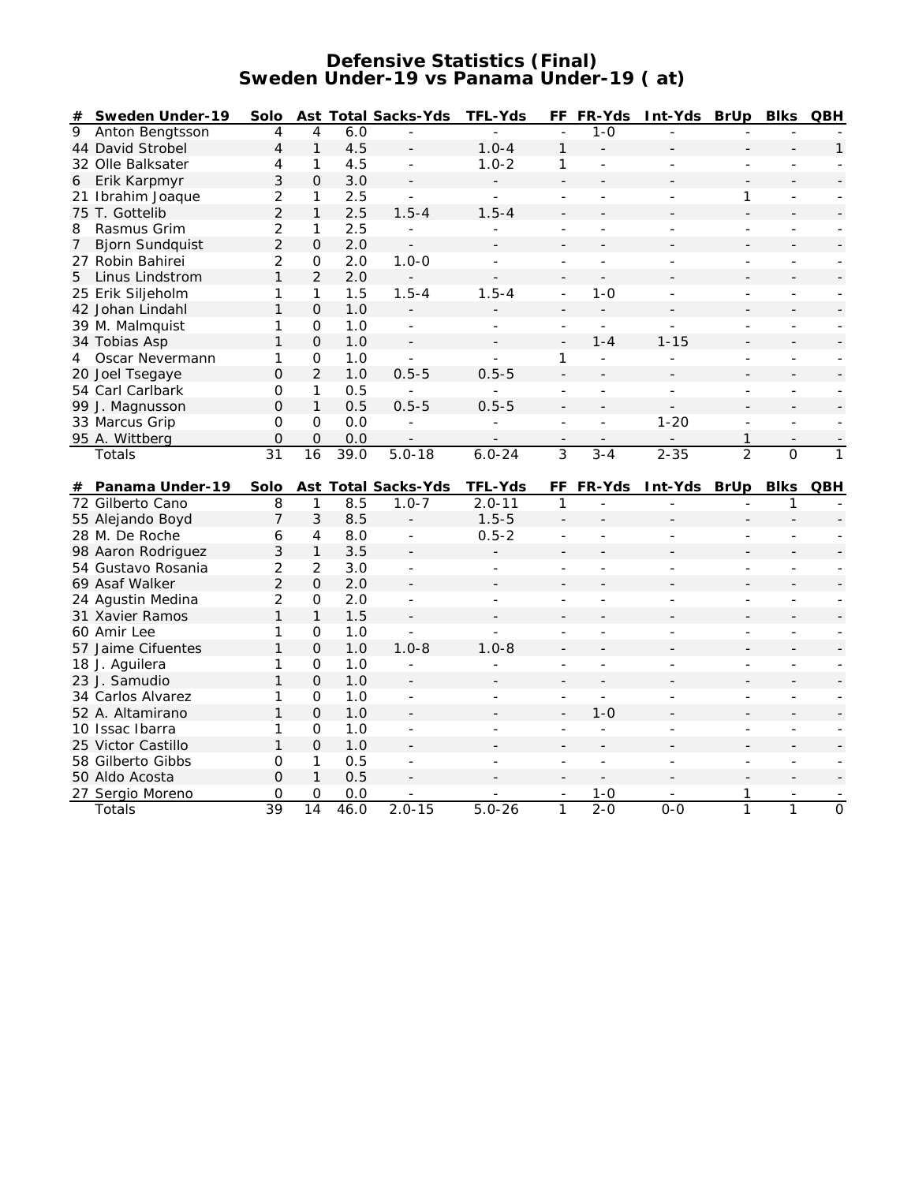# Defensive Statistics (Final)
## Sweden Under-19 vs Panama Under-19 ( at)

| # | Sweden Under-19 | Solo | Ast | Total | Sacks-Yds | TFL-Yds | FF | FR-Yds | Int-Yds | BrUp | Blks | QBH |
|---|---|---|---|---|---|---|---|---|---|---|---|---|
| 9 | Anton Bengtsson | 4 | 4 | 6.0 | - | - | - | 1-0 | - | - | - | - |
| 44 | David Strobel | 4 | 1 | 4.5 | - | 1.0-4 | 1 | - | - | - | - | 1 |
| 32 | Olle Balksater | 4 | 1 | 4.5 | - | 1.0-2 | 1 | - | - | - | - | - |
| 6 | Erik Karpmyr | 3 | 0 | 3.0 | - | - | - | - | - | - | - | - |
| 21 | Ibrahim Joaque | 2 | 1 | 2.5 | - | - | - | - | - | 1 | - | - |
| 75 | T. Gottelib | 2 | 1 | 2.5 | 1.5-4 | 1.5-4 | - | - | - | - | - | - |
| 8 | Rasmus Grim | 2 | 1 | 2.5 | - | - | - | - | - | - | - | - |
| 7 | Bjorn Sundquist | 2 | 0 | 2.0 | - | - | - | - | - | - | - | - |
| 27 | Robin Bahirei | 2 | 0 | 2.0 | 1.0-0 | - | - | - | - | - | - | - |
| 5 | Linus Lindstrom | 1 | 2 | 2.0 | - | - | - | - | - | - | - | - |
| 25 | Erik Siljeholm | 1 | 1 | 1.5 | 1.5-4 | 1.5-4 | - | 1-0 | - | - | - | - |
| 42 | Johan Lindahl | 1 | 0 | 1.0 | - | - | - | - | - | - | - | - |
| 39 | M. Malmquist | 1 | 0 | 1.0 | - | - | - | - | - | - | - | - |
| 34 | Tobias Asp | 1 | 0 | 1.0 | - | - | - | 1-4 | 1-15 | - | - | - |
| 4 | Oscar Nevermann | 1 | 0 | 1.0 | - | - | 1 | - | - | - | - | - |
| 20 | Joel Tsegaye | 0 | 2 | 1.0 | 0.5-5 | 0.5-5 | - | - | - | - | - | - |
| 54 | Carl Carlbark | 0 | 1 | 0.5 | - | - | - | - | - | - | - | - |
| 99 | J. Magnusson | 0 | 1 | 0.5 | 0.5-5 | 0.5-5 | - | - | - | - | - | - |
| 33 | Marcus Grip | 0 | 0 | 0.0 | - | - | - | - | 1-20 | - | - | - |
| 95 | A. Wittberg | 0 | 0 | 0.0 | - | - | - | - | - | 1 | - | - |
| | Totals | 31 | 16 | 39.0 | 5.0-18 | 6.0-24 | 3 | 3-4 | 2-35 | 2 | 0 | 1 |

| # | Panama Under-19 | Solo | Ast | Total | Sacks-Yds | TFL-Yds | FF | FR-Yds | Int-Yds | BrUp | Blks | QBH |
|---|---|---|---|---|---|---|---|---|---|---|---|---|
| 72 | Gilberto Cano | 8 | 1 | 8.5 | 1.0-7 | 2.0-11 | 1 | - | - | - | 1 | - |
| 55 | Alejando Boyd | 7 | 3 | 8.5 | - | 1.5-5 | - | - | - | - | - | - |
| 28 | M. De Roche | 6 | 4 | 8.0 | - | 0.5-2 | - | - | - | - | - | - |
| 98 | Aaron Rodriguez | 3 | 1 | 3.5 | - | - | - | - | - | - | - | - |
| 54 | Gustavo Rosania | 2 | 2 | 3.0 | - | - | - | - | - | - | - | - |
| 69 | Asaf Walker | 2 | 0 | 2.0 | - | - | - | - | - | - | - | - |
| 24 | Agustin Medina | 2 | 0 | 2.0 | - | - | - | - | - | - | - | - |
| 31 | Xavier Ramos | 1 | 1 | 1.5 | - | - | - | - | - | - | - | - |
| 60 | Amir Lee | 1 | 0 | 1.0 | - | - | - | - | - | - | - | - |
| 57 | Jaime Cifuentes | 1 | 0 | 1.0 | 1.0-8 | 1.0-8 | - | - | - | - | - | - |
| 18 | J. Aguilera | 1 | 0 | 1.0 | - | - | - | - | - | - | - | - |
| 23 | J. Samudio | 1 | 0 | 1.0 | - | - | - | - | - | - | - | - |
| 34 | Carlos Alvarez | 1 | 0 | 1.0 | - | - | - | - | - | - | - | - |
| 52 | A. Altamirano | 1 | 0 | 1.0 | - | - | - | 1-0 | - | - | - | - |
| 10 | Issac Ibarra | 1 | 0 | 1.0 | - | - | - | - | - | - | - | - |
| 25 | Victor Castillo | 1 | 0 | 1.0 | - | - | - | - | - | - | - | - |
| 58 | Gilberto Gibbs | 0 | 1 | 0.5 | - | - | - | - | - | - | - | - |
| 50 | Aldo Acosta | 0 | 1 | 0.5 | - | - | - | - | - | - | - | - |
| 27 | Sergio Moreno | 0 | 0 | 0.0 | - | - | - | 1-0 | - | 1 | - | - |
| | Totals | 39 | 14 | 46.0 | 2.0-15 | 5.0-26 | 1 | 2-0 | 0-0 | 1 | 1 | 0 |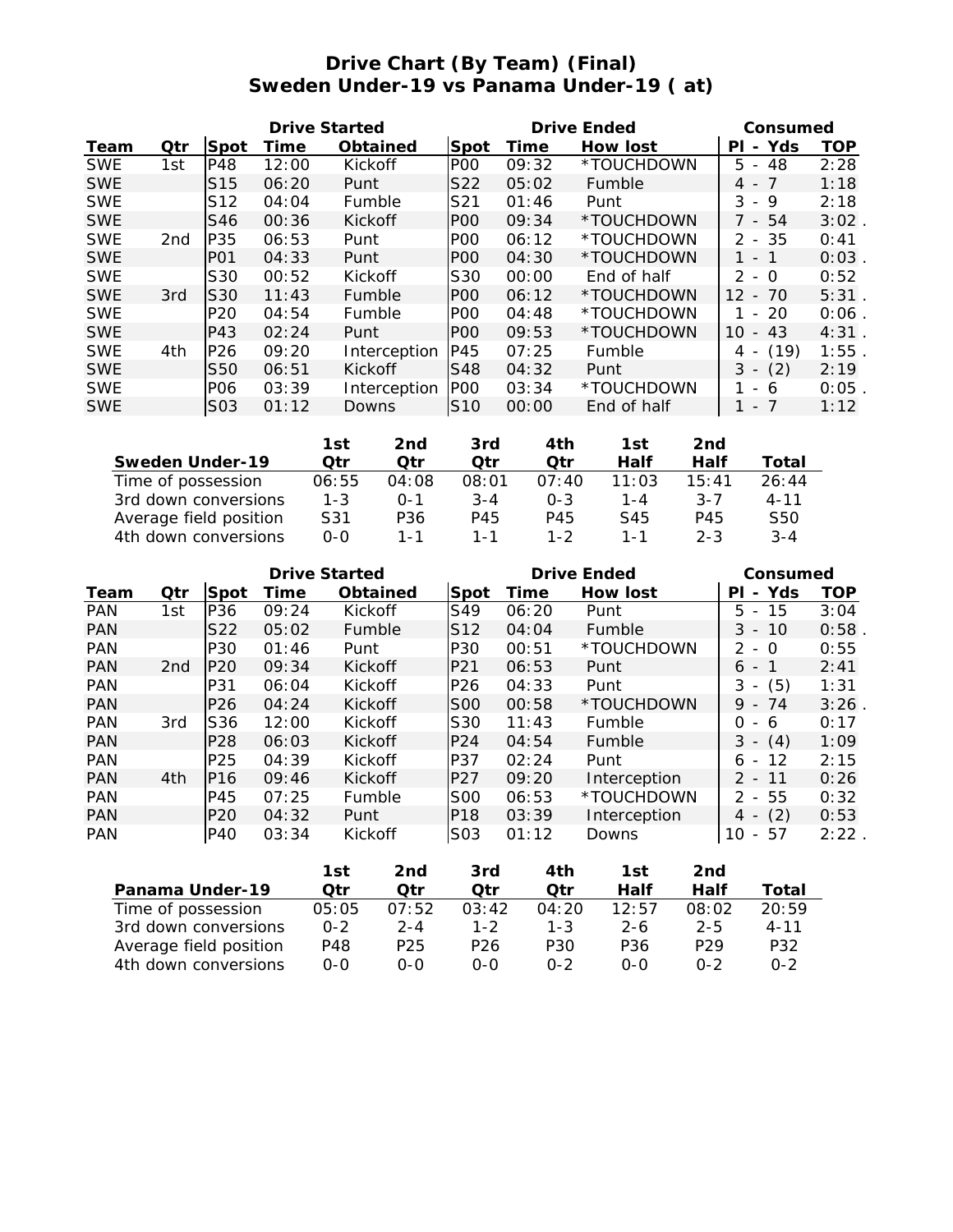# Drive Chart (By Team) (Final)
## Sweden Under-19 vs Panama Under-19 ( at)

| | | Drive Started | | | Drive Ended | | | Consumed | |
|---|---|---|---|---|---|---|---|---|---|
| Team | Qtr | Spot | Time | Obtained | Spot | Time | How lost | Pl - Yds | TOP |
| SWE | 1st | P48 | 12:00 | Kickoff | P00 | 09:32 | *TOUCHDOWN | 5 - 48 | 2:28 |
| SWE | | S15 | 06:20 | Punt | S22 | 05:02 | Fumble | 4 - 7 | 1:18 |
| SWE | | S12 | 04:04 | Fumble | S21 | 01:46 | Punt | 3 - 9 | 2:18 |
| SWE | | S46 | 00:36 | Kickoff | P00 | 09:34 | *TOUCHDOWN | 7 - 54 | 3:02 . |
| SWE | 2nd | P35 | 06:53 | Punt | P00 | 06:12 | *TOUCHDOWN | 2 - 35 | 0:41 |
| SWE | | P01 | 04:33 | Punt | P00 | 04:30 | *TOUCHDOWN | 1 - 1 | 0:03 . |
| SWE | | S30 | 00:52 | Kickoff | S30 | 00:00 | End of half | 2 - 0 | 0:52 |
| SWE | 3rd | S30 | 11:43 | Fumble | P00 | 06:12 | *TOUCHDOWN | 12 - 70 | 5:31 . |
| SWE | | P20 | 04:54 | Fumble | P00 | 04:48 | *TOUCHDOWN | 1 - 20 | 0:06 . |
| SWE | | P43 | 02:24 | Punt | P00 | 09:53 | *TOUCHDOWN | 10 - 43 | 4:31 . |
| SWE | 4th | P26 | 09:20 | Interception | P45 | 07:25 | Fumble | 4 - (19) | 1:55 . |
| SWE | | S50 | 06:51 | Kickoff | S48 | 04:32 | Punt | 3 - (2) | 2:19 |
| SWE | | P06 | 03:39 | Interception | P00 | 03:34 | *TOUCHDOWN | 1 - 6 | 0:05 . |
| SWE | | S03 | 01:12 | Downs | S10 | 00:00 | End of half | 1 - 7 | 1:12 |

| Sweden Under-19 | 1st Qtr | 2nd Qtr | 3rd Qtr | 4th Qtr | 1st Half | 2nd Half | Total |
|---|---|---|---|---|---|---|---|
| Time of possession | 06:55 | 04:08 | 08:01 | 07:40 | 11:03 | 15:41 | 26:44 |
| 3rd down conversions | 1-3 | 0-1 | 3-4 | 0-3 | 1-4 | 3-7 | 4-11 |
| Average field position | S31 | P36 | P45 | P45 | S45 | P45 | S50 |
| 4th down conversions | 0-0 | 1-1 | 1-1 | 1-2 | 1-1 | 2-3 | 3-4 |

| | | Drive Started | | | Drive Ended | | | Consumed | |
|---|---|---|---|---|---|---|---|---|---|
| Team | Qtr | Spot | Time | Obtained | Spot | Time | How lost | Pl - Yds | TOP |
| PAN | 1st | P36 | 09:24 | Kickoff | S49 | 06:20 | Punt | 5 - 15 | 3:04 |
| PAN | | S22 | 05:02 | Fumble | S12 | 04:04 | Fumble | 3 - 10 | 0:58 . |
| PAN | | P30 | 01:46 | Punt | P30 | 00:51 | *TOUCHDOWN | 2 - 0 | 0:55 |
| PAN | 2nd | P20 | 09:34 | Kickoff | P21 | 06:53 | Punt | 6 - 1 | 2:41 |
| PAN | | P31 | 06:04 | Kickoff | P26 | 04:33 | Punt | 3 - (5) | 1:31 |
| PAN | | P26 | 04:24 | Kickoff | S00 | 00:58 | *TOUCHDOWN | 9 - 74 | 3:26 . |
| PAN | 3rd | S36 | 12:00 | Kickoff | S30 | 11:43 | Fumble | 0 - 6 | 0:17 |
| PAN | | P28 | 06:03 | Kickoff | P24 | 04:54 | Fumble | 3 - (4) | 1:09 |
| PAN | | P25 | 04:39 | Kickoff | P37 | 02:24 | Punt | 6 - 12 | 2:15 |
| PAN | 4th | P16 | 09:46 | Kickoff | P27 | 09:20 | Interception | 2 - 11 | 0:26 |
| PAN | | P45 | 07:25 | Fumble | S00 | 06:53 | *TOUCHDOWN | 2 - 55 | 0:32 |
| PAN | | P20 | 04:32 | Punt | P18 | 03:39 | Interception | 4 - (2) | 0:53 |
| PAN | | P40 | 03:34 | Kickoff | S03 | 01:12 | Downs | 10 - 57 | 2:22 . |

| Panama Under-19 | 1st Qtr | 2nd Qtr | 3rd Qtr | 4th Qtr | 1st Half | 2nd Half | Total |
|---|---|---|---|---|---|---|---|
| Time of possession | 05:05 | 07:52 | 03:42 | 04:20 | 12:57 | 08:02 | 20:59 |
| 3rd down conversions | 0-2 | 2-4 | 1-2 | 1-3 | 2-6 | 2-5 | 4-11 |
| Average field position | P48 | P25 | P26 | P30 | P36 | P29 | P32 |
| 4th down conversions | 0-0 | 0-0 | 0-0 | 0-2 | 0-0 | 0-2 | 0-2 |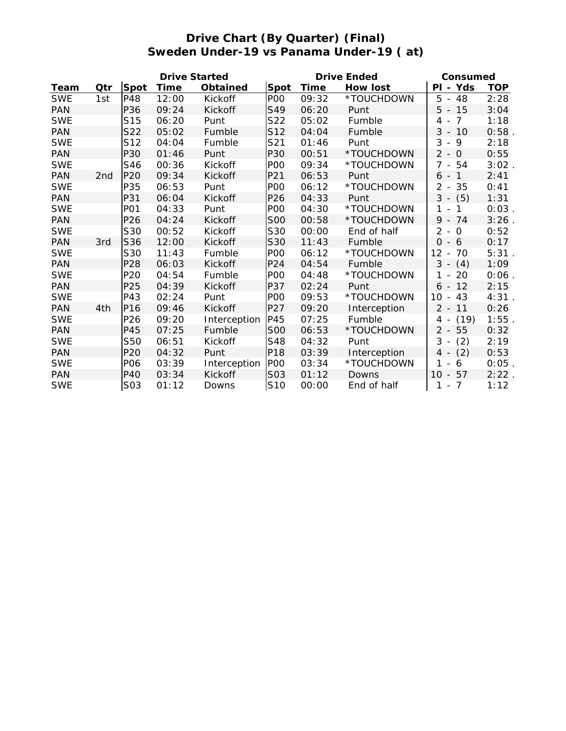# Drive Chart (By Quarter) (Final)
## Sweden Under-19 vs Panama Under-19 ( at)

| Team | Qtr | Drive Started | | | Drive Ended | | | Consumed | |
|---|---|---|---|---|---|---|---|---|---|
| | | Spot | Time | Obtained | Spot | Time | How lost | Pl - Yds | TOP |
| SWE | 1st | P48 | 12:00 | Kickoff | P00 | 09:32 | *TOUCHDOWN | 5 - 48 | 2:28 |
| PAN | | P36 | 09:24 | Kickoff | S49 | 06:20 | Punt | 5 - 15 | 3:04 |
| SWE | | S15 | 06:20 | Punt | S22 | 05:02 | Fumble | 4 - 7 | 1:18 |
| PAN | | S22 | 05:02 | Fumble | S12 | 04:04 | Fumble | 3 - 10 | 0:58 . |
| SWE | | S12 | 04:04 | Fumble | S21 | 01:46 | Punt | 3 - 9 | 2:18 |
| PAN | | P30 | 01:46 | Punt | P30 | 00:51 | *TOUCHDOWN | 2 - 0 | 0:55 |
| SWE | | S46 | 00:36 | Kickoff | P00 | 09:34 | *TOUCHDOWN | 7 - 54 | 3:02 . |
| PAN | 2nd | P20 | 09:34 | Kickoff | P21 | 06:53 | Punt | 6 - 1 | 2:41 |
| SWE | | P35 | 06:53 | Punt | P00 | 06:12 | *TOUCHDOWN | 2 - 35 | 0:41 |
| PAN | | P31 | 06:04 | Kickoff | P26 | 04:33 | Punt | 3 - (5) | 1:31 |
| SWE | | P01 | 04:33 | Punt | P00 | 04:30 | *TOUCHDOWN | 1 - 1 | 0:03 . |
| PAN | | P26 | 04:24 | Kickoff | S00 | 00:58 | *TOUCHDOWN | 9 - 74 | 3:26 . |
| SWE | | S30 | 00:52 | Kickoff | S30 | 00:00 | End of half | 2 - 0 | 0:52 |
| PAN | 3rd | S36 | 12:00 | Kickoff | S30 | 11:43 | Fumble | 0 - 6 | 0:17 |
| SWE | | S30 | 11:43 | Fumble | P00 | 06:12 | *TOUCHDOWN | 12 - 70 | 5:31 . |
| PAN | | P28 | 06:03 | Kickoff | P24 | 04:54 | Fumble | 3 - (4) | 1:09 |
| SWE | | P20 | 04:54 | Fumble | P00 | 04:48 | *TOUCHDOWN | 1 - 20 | 0:06 . |
| PAN | | P25 | 04:39 | Kickoff | P37 | 02:24 | Punt | 6 - 12 | 2:15 |
| SWE | | P43 | 02:24 | Punt | P00 | 09:53 | *TOUCHDOWN | 10 - 43 | 4:31 . |
| PAN | 4th | P16 | 09:46 | Kickoff | P27 | 09:20 | Interception | 2 - 11 | 0:26 |
| SWE | | P26 | 09:20 | Interception | P45 | 07:25 | Fumble | 4 - (19) | 1:55 . |
| PAN | | P45 | 07:25 | Fumble | S00 | 06:53 | *TOUCHDOWN | 2 - 55 | 0:32 |
| SWE | | S50 | 06:51 | Kickoff | S48 | 04:32 | Punt | 3 - (2) | 2:19 |
| PAN | | P20 | 04:32 | Punt | P18 | 03:39 | Interception | 4 - (2) | 0:53 |
| SWE | | P06 | 03:39 | Interception | P00 | 03:34 | *TOUCHDOWN | 1 - 6 | 0:05 . |
| PAN | | P40 | 03:34 | Kickoff | S03 | 01:12 | Downs | 10 - 57 | 2:22 . |
| SWE | | S03 | 01:12 | Downs | S10 | 00:00 | End of half | 1 - 7 | 1:12 |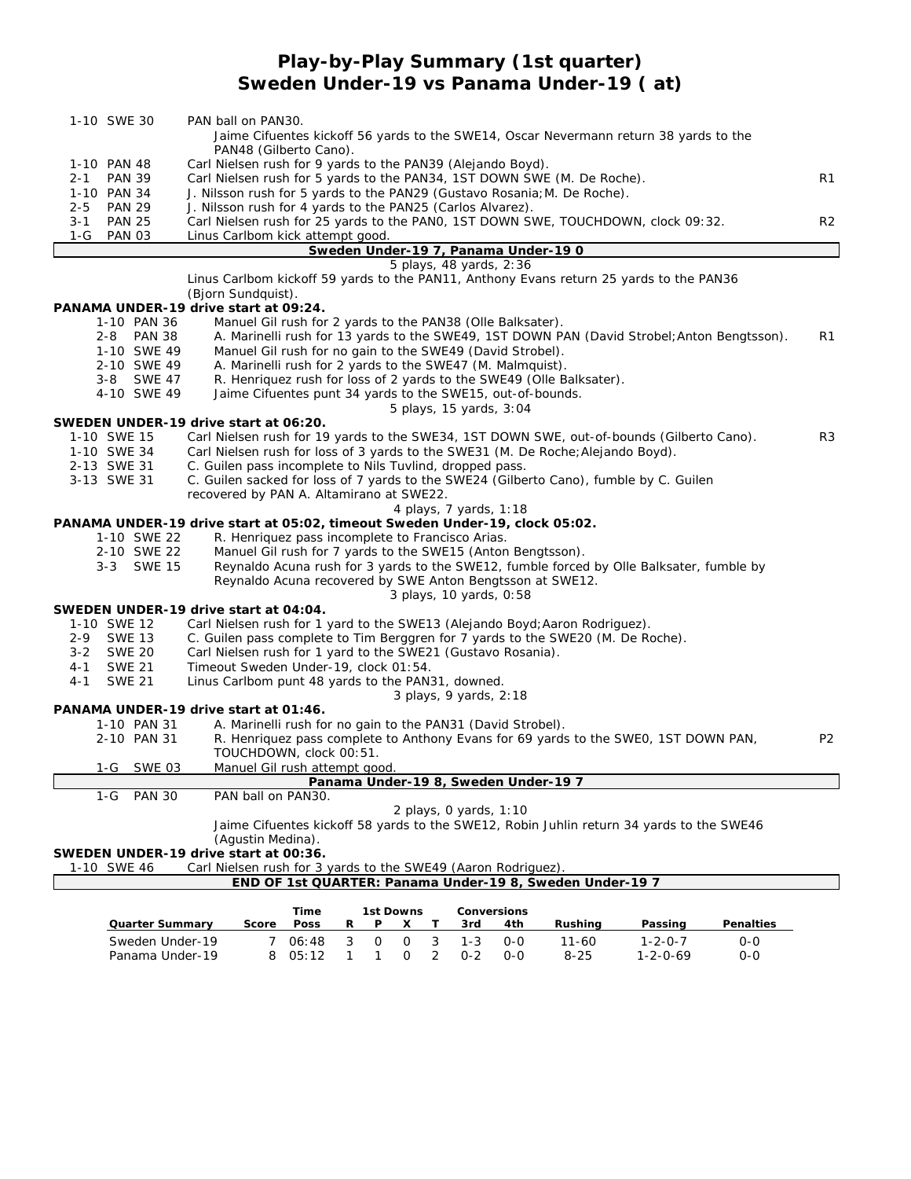# Play-by-Play Summary (1st quarter)
# Sweden Under-19 vs Panama Under-19 ( at)

| | | |
|---|---|---|
| 1-10 SWE 30 | PAN ball on PAN30. | |
| | Jaime Cifuentes kickoff 56 yards to the SWE14, Oscar Nevermann return 38 yards to the PAN48 (Gilberto Cano). | |
| 1-10 PAN 48 | Carl Nielsen rush for 9 yards to the PAN39 (Alejando Boyd). | |
| 2-1 PAN 39 | Carl Nielsen rush for 5 yards to the PAN34, 1ST DOWN SWE (M. De Roche). | R1 |
| 1-10 PAN 34 | J. Nilsson rush for 5 yards to the PAN29 (Gustavo Rosania;M. De Roche). | |
| 2-5 PAN 29 | J. Nilsson rush for 4 yards to the PAN25 (Carlos Alvarez). | |
| 3-1 PAN 25 | Carl Nielsen rush for 25 yards to the PAN0, 1ST DOWN SWE, TOUCHDOWN, clock 09:32. | R2 |
| 1-G PAN 03 | Linus Carlbom kick attempt good. | |

**Sweden Under-19 7, Panama Under-19 0**

5 plays, 48 yards, 2:36

Linus Carlbom kickoff 59 yards to the PAN11, Anthony Evans return 25 yards to the PAN36 (Bjorn Sundquist).

**PANAMA UNDER-19 drive start at 09:24.**

| | | |
|---|---|---|
| 1-10 PAN 36 | Manuel Gil rush for 2 yards to the PAN38 (Olle Balksater). | |
| 2-8 PAN 38 | A. Marinelli rush for 13 yards to the SWE49, 1ST DOWN PAN (David Strobel;Anton Bengtsson). | R1 |
| 1-10 SWE 49 | Manuel Gil rush for no gain to the SWE49 (David Strobel). | |
| 2-10 SWE 49 | A. Marinelli rush for 2 yards to the SWE47 (M. Malmquist). | |
| 3-8 SWE 47 | R. Henriquez rush for loss of 2 yards to the SWE49 (Olle Balksater). | |
| 4-10 SWE 49 | Jaime Cifuentes punt 34 yards to the SWE15, out-of-bounds. | |

5 plays, 15 yards, 3:04

**SWEDEN UNDER-19 drive start at 06:20.**

| | | |
|---|---|---|
| 1-10 SWE 15 | Carl Nielsen rush for 19 yards to the SWE34, 1ST DOWN SWE, out-of-bounds (Gilberto Cano). | R3 |
| 1-10 SWE 34 | Carl Nielsen rush for loss of 3 yards to the SWE31 (M. De Roche;Alejando Boyd). | |
| 2-13 SWE 31 | C. Guilen pass incomplete to Nils Tuvlind, dropped pass. | |
| 3-13 SWE 31 | C. Guilen sacked for loss of 7 yards to the SWE24 (Gilberto Cano), fumble by C. Guilen recovered by PAN A. Altamirano at SWE22. | |

4 plays, 7 yards, 1:18

**PANAMA UNDER-19 drive start at 05:02, timeout Sweden Under-19, clock 05:02.**

| | | |
|---|---|---|
| 1-10 SWE 22 | R. Henriquez pass incomplete to Francisco Arias. | |
| 2-10 SWE 22 | Manuel Gil rush for 7 yards to the SWE15 (Anton Bengtsson). | |
| 3-3 SWE 15 | Reynaldo Acuna rush for 3 yards to the SWE12, fumble forced by Olle Balksater, fumble by Reynaldo Acuna recovered by SWE Anton Bengtsson at SWE12. | |

3 plays, 10 yards, 0:58

**SWEDEN UNDER-19 drive start at 04:04.**

| | | |
|---|---|---|
| 1-10 SWE 12 | Carl Nielsen rush for 1 yard to the SWE13 (Alejando Boyd;Aaron Rodriguez). | |
| 2-9 SWE 13 | C. Guilen pass complete to Tim Berggren for 7 yards to the SWE20 (M. De Roche). | |
| 3-2 SWE 20 | Carl Nielsen rush for 1 yard to the SWE21 (Gustavo Rosania). | |
| 4-1 SWE 21 | Timeout Sweden Under-19, clock 01:54. | |
| 4-1 SWE 21 | Linus Carlbom punt 48 yards to the PAN31, downed. | |

3 plays, 9 yards, 2:18

**PANAMA UNDER-19 drive start at 01:46.**

| | | |
|---|---|---|
| 1-10 PAN 31 | A. Marinelli rush for no gain to the PAN31 (David Strobel). | |
| 2-10 PAN 31 | R. Henriquez pass complete to Anthony Evans for 69 yards to the SWE0, 1ST DOWN PAN, TOUCHDOWN, clock 00:51. | P2 |
| 1-G SWE 03 | Manuel Gil rush attempt good. | |

**Panama Under-19 8, Sweden Under-19 7**

| | | |
|---|---|---|
| 1-G PAN 30 | PAN ball on PAN30. | |

2 plays, 0 yards, 1:10

Jaime Cifuentes kickoff 58 yards to the SWE12, Robin Juhlin return 34 yards to the SWE46 (Agustin Medina).

**SWEDEN UNDER-19 drive start at 00:36.**

| | | |
|---|---|---|
| 1-10 SWE 46 | Carl Nielsen rush for 3 yards to the SWE49 (Aaron Rodriguez). | |

**END OF 1st QUARTER: Panama Under-19 8, Sweden Under-19 7**

| Quarter Summary | Score | Time Poss | 1st Downs R | P | X | T | Conversions 3rd | 4th | Rushing | Passing | Penalties |
|---|---|---|---|---|---|---|---|---|---|---|---|
| Sweden Under-19 | 7 | 06:48 | 3 | 0 | 0 | 3 | 1-3 | 0-0 | 11-60 | 1-2-0-7 | 0-0 |
| Panama Under-19 | 8 | 05:12 | 1 | 1 | 0 | 2 | 0-2 | 0-0 | 8-25 | 1-2-0-69 | 0-0 |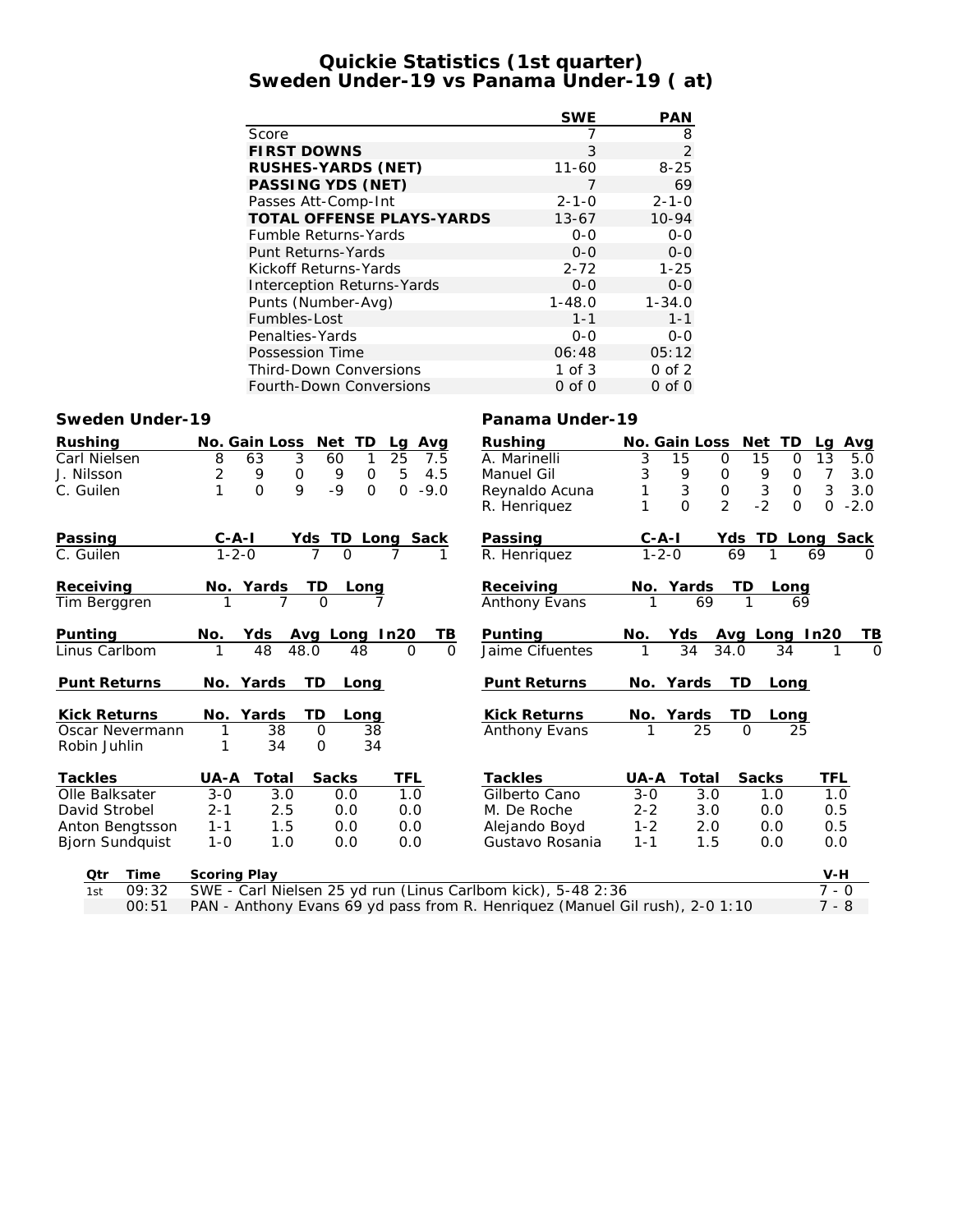# Quickie Statistics (1st quarter)
## Sweden Under-19 vs Panama Under-19 ( at)

| | SWE | PAN |
|---|---|---|
| Score | 7 | 8 |
| **FIRST DOWNS** | 3 | 2 |
| **RUSHES-YARDS (NET)** | 11-60 | 8-25 |
| **PASSING YDS (NET)** | 7 | 69 |
| Passes Att-Comp-Int | 2-1-0 | 2-1-0 |
| **TOTAL OFFENSE PLAYS-YARDS** | 13-67 | 10-94 |
| Fumble Returns-Yards | 0-0 | 0-0 |
| Punt Returns-Yards | 0-0 | 0-0 |
| Kickoff Returns-Yards | 2-72 | 1-25 |
| Interception Returns-Yards | 0-0 | 0-0 |
| Punts (Number-Avg) | 1-48.0 | 1-34.0 |
| Fumbles-Lost | 1-1 | 1-1 |
| Penalties-Yards | 0-0 | 0-0 |
| Possession Time | 06:48 | 05:12 |
| Third-Down Conversions | 1 of 3 | 0 of 2 |
| Fourth-Down Conversions | 0 of 0 | 0 of 0 |

### Sweden Under-19

| Rushing | No. | Gain | Loss | Net | TD | Lg | Avg |
|---|---|---|---|---|---|---|---|
| Carl Nielsen | 8 | 63 | 3 | 60 | 1 | 25 | 7.5 |
| J. Nilsson | 2 | 9 | 0 | 9 | 0 | 5 | 4.5 |
| C. Guilen | 1 | 0 | 9 | -9 | 0 | 0 | -9.0 |

| Passing | C-A-I | Yds | TD | Long | Sack |
|---|---|---|---|---|---|
| C. Guilen | 1-2-0 | 7 | 0 | 7 | 1 |

| Receiving | No. | Yards | TD | Long |
|---|---|---|---|---|
| Tim Berggren | 1 | 7 | 0 | 7 |

| Punting | No. | Yds | Avg | Long | In20 | TB |
|---|---|---|---|---|---|---|
| Linus Carlbom | 1 | 48 | 48.0 | 48 | 0 | 0 |

| Punt Returns | No. | Yards | TD | Long |
|---|---|---|---|---|

| Kick Returns | No. | Yards | TD | Long |
|---|---|---|---|---|
| Oscar Nevermann | 1 | 38 | 0 | 38 |
| Robin Juhlin | 1 | 34 | 0 | 34 |

| Tackles | UA-A | Total | Sacks | TFL |
|---|---|---|---|---|
| Olle Balksater | 3-0 | 3.0 | 0.0 | 1.0 |
| David Strobel | 2-1 | 2.5 | 0.0 | 0.0 |
| Anton Bengtsson | 1-1 | 1.5 | 0.0 | 0.0 |
| Bjorn Sundquist | 1-0 | 1.0 | 0.0 | 0.0 |

### Panama Under-19

| Rushing | No. | Gain | Loss | Net | TD | Lg | Avg |
|---|---|---|---|---|---|---|---|
| A. Marinelli | 3 | 15 | 0 | 15 | 0 | 13 | 5.0 |
| Manuel Gil | 3 | 9 | 0 | 9 | 0 | 7 | 3.0 |
| Reynaldo Acuna | 1 | 3 | 0 | 3 | 0 | 3 | 3.0 |
| R. Henriquez | 1 | 0 | 2 | -2 | 0 | 0 | -2.0 |

| Passing | C-A-I | Yds | TD | Long | Sack |
|---|---|---|---|---|---|
| R. Henriquez | 1-2-0 | 69 | 1 | 69 | 0 |

| Receiving | No. | Yards | TD | Long |
|---|---|---|---|---|
| Anthony Evans | 1 | 69 | 1 | 69 |

| Punting | No. | Yds | Avg | Long | In20 | TB |
|---|---|---|---|---|---|---|
| Jaime Cifuentes | 1 | 34 | 34.0 | 34 | 1 | 0 |

| Punt Returns | No. | Yards | TD | Long |
|---|---|---|---|---|

| Kick Returns | No. | Yards | TD | Long |
|---|---|---|---|---|
| Anthony Evans | 1 | 25 | 0 | 25 |

| Tackles | UA-A | Total | Sacks | TFL |
|---|---|---|---|---|
| Gilberto Cano | 3-0 | 3.0 | 1.0 | 1.0 |
| M. De Roche | 2-2 | 3.0 | 0.0 | 0.5 |
| Alejando Boyd | 1-2 | 2.0 | 0.0 | 0.5 |
| Gustavo Rosania | 1-1 | 1.5 | 0.0 | 0.0 |

| Qtr | Time | Scoring Play | V-H |
|---|---|---|---|
| 1st | 09:32 | SWE - Carl Nielsen 25 yd run (Linus Carlbom kick), 5-48 2:36 | 7 - 0 |
| | 00:51 | PAN - Anthony Evans 69 yd pass from R. Henriquez (Manuel Gil rush), 2-0 1:10 | 7 - 8 |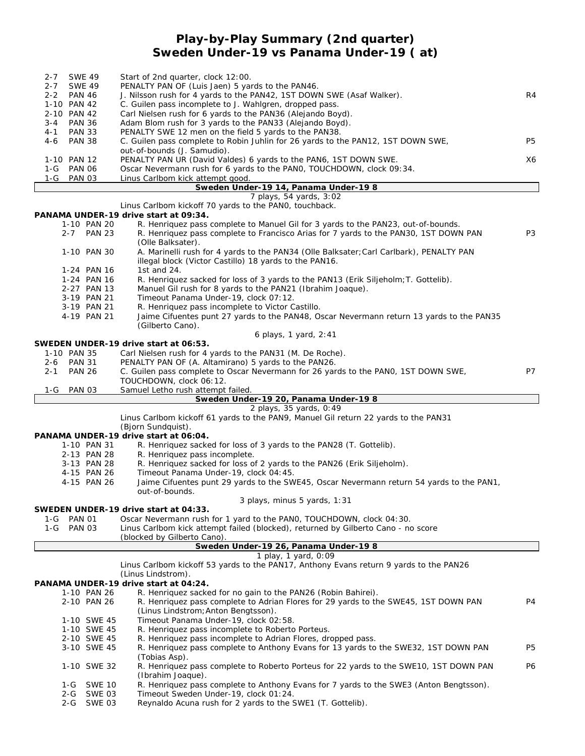# Play-by-Play Summary (2nd quarter)
## Sweden Under-19 vs Panama Under-19 ( at)

| Down | Spot | Play | |
|---|---|---|---|
| 2-7 | SWE 49 | Start of 2nd quarter, clock 12:00. | |
| 2-7 | SWE 49 | PENALTY PAN OF (Luis Jaen) 5 yards to the PAN46. | |
| 2-2 | PAN 46 | J. Nilsson rush for 4 yards to the PAN42, 1ST DOWN SWE (Asaf Walker). | R4 |
| 1-10 | PAN 42 | C. Guilen pass incomplete to J. Wahlgren, dropped pass. | |
| 2-10 | PAN 42 | Carl Nielsen rush for 6 yards to the PAN36 (Alejando Boyd). | |
| 3-4 | PAN 36 | Adam Blom rush for 3 yards to the PAN33 (Alejando Boyd). | |
| 4-1 | PAN 33 | PENALTY SWE 12 men on the field 5 yards to the PAN38. | |
| 4-6 | PAN 38 | C. Guilen pass complete to Robin Juhlin for 26 yards to the PAN12, 1ST DOWN SWE, out-of-bounds (J. Samudio). | P5 |
| 1-10 | PAN 12 | PENALTY PAN UR (David Valdes) 6 yards to the PAN6, 1ST DOWN SWE. | X6 |
| 1-G | PAN 06 | Oscar Nevermann rush for 6 yards to the PAN0, TOUCHDOWN, clock 09:34. | |
| 1-G | PAN 03 | Linus Carlbom kick attempt good. | |

**Sweden Under-19 14, Panama Under-19 8**

7 plays, 54 yards, 3:02

Linus Carlbom kickoff 70 yards to the PAN0, touchback.

**PANAMA UNDER-19 drive start at 09:34.**

| Down | Spot | Play | |
|---|---|---|---|
| 1-10 | PAN 20 | R. Henriquez pass complete to Manuel Gil for 3 yards to the PAN23, out-of-bounds. | |
| 2-7 | PAN 23 | R. Henriquez pass complete to Francisco Arias for 7 yards to the PAN30, 1ST DOWN PAN (Olle Balksater). | P3 |
| 1-10 | PAN 30 | A. Marinelli rush for 4 yards to the PAN34 (Olle Balksater;Carl Carlbark), PENALTY PAN illegal block (Victor Castillo) 18 yards to the PAN16. | |
| 1-24 | PAN 16 | 1st and 24. | |
| 1-24 | PAN 16 | R. Henriquez sacked for loss of 3 yards to the PAN13 (Erik Siljeholm;T. Gottelib). | |
| 2-27 | PAN 13 | Manuel Gil rush for 8 yards to the PAN21 (Ibrahim Joaque). | |
| 3-19 | PAN 21 | Timeout Panama Under-19, clock 07:12. | |
| 3-19 | PAN 21 | R. Henriquez pass incomplete to Victor Castillo. | |
| 4-19 | PAN 21 | Jaime Cifuentes punt 27 yards to the PAN48, Oscar Nevermann return 13 yards to the PAN35 (Gilberto Cano). | |

6 plays, 1 yard, 2:41

**SWEDEN UNDER-19 drive start at 06:53.**

| Down | Spot | Play | |
|---|---|---|---|
| 1-10 | PAN 35 | Carl Nielsen rush for 4 yards to the PAN31 (M. De Roche). | |
| 2-6 | PAN 31 | PENALTY PAN OF (A. Altamirano) 5 yards to the PAN26. | |
| 2-1 | PAN 26 | C. Guilen pass complete to Oscar Nevermann for 26 yards to the PAN0, 1ST DOWN SWE, TOUCHDOWN, clock 06:12. | P7 |
| 1-G | PAN 03 | Samuel Letho rush attempt failed. | |

**Sweden Under-19 20, Panama Under-19 8**

2 plays, 35 yards, 0:49

Linus Carlbom kickoff 61 yards to the PAN9, Manuel Gil return 22 yards to the PAN31 (Bjorn Sundquist).

**PANAMA UNDER-19 drive start at 06:04.**

| Down | Spot | Play | |
|---|---|---|---|
| 1-10 | PAN 31 | R. Henriquez sacked for loss of 3 yards to the PAN28 (T. Gottelib). | |
| 2-13 | PAN 28 | R. Henriquez pass incomplete. | |
| 3-13 | PAN 28 | R. Henriquez sacked for loss of 2 yards to the PAN26 (Erik Siljeholm). | |
| 4-15 | PAN 26 | Timeout Panama Under-19, clock 04:45. | |
| 4-15 | PAN 26 | Jaime Cifuentes punt 29 yards to the SWE45, Oscar Nevermann return 54 yards to the PAN1, out-of-bounds. | |

3 plays, minus 5 yards, 1:31

**SWEDEN UNDER-19 drive start at 04:33.**

| Down | Spot | Play | |
|---|---|---|---|
| 1-G | PAN 01 | Oscar Nevermann rush for 1 yard to the PAN0, TOUCHDOWN, clock 04:30. | |
| 1-G | PAN 03 | Linus Carlbom kick attempt failed (blocked), returned by Gilberto Cano - no score (blocked by Gilberto Cano). | |

**Sweden Under-19 26, Panama Under-19 8**

1 play, 1 yard, 0:09

Linus Carlbom kickoff 53 yards to the PAN17, Anthony Evans return 9 yards to the PAN26 (Linus Lindstrom).

**PANAMA UNDER-19 drive start at 04:24.**

| Down | Spot | Play | |
|---|---|---|---|
| 1-10 | PAN 26 | R. Henriquez sacked for no gain to the PAN26 (Robin Bahirei). | |
| 2-10 | PAN 26 | R. Henriquez pass complete to Adrian Flores for 29 yards to the SWE45, 1ST DOWN PAN (Linus Lindstrom;Anton Bengtsson). | P4 |
| 1-10 | SWE 45 | Timeout Panama Under-19, clock 02:58. | |
| 1-10 | SWE 45 | R. Henriquez pass incomplete to Roberto Porteus. | |
| 2-10 | SWE 45 | R. Henriquez pass incomplete to Adrian Flores, dropped pass. | |
| 3-10 | SWE 45 | R. Henriquez pass complete to Anthony Evans for 13 yards to the SWE32, 1ST DOWN PAN (Tobias Asp). | P5 |
| 1-10 | SWE 32 | R. Henriquez pass complete to Roberto Porteus for 22 yards to the SWE10, 1ST DOWN PAN (Ibrahim Joaque). | P6 |
| 1-G | SWE 10 | R. Henriquez pass complete to Anthony Evans for 7 yards to the SWE3 (Anton Bengtsson). | |
| 2-G | SWE 03 | Timeout Sweden Under-19, clock 01:24. | |
| 2-G | SWE 03 | Reynaldo Acuna rush for 2 yards to the SWE1 (T. Gottelib). | |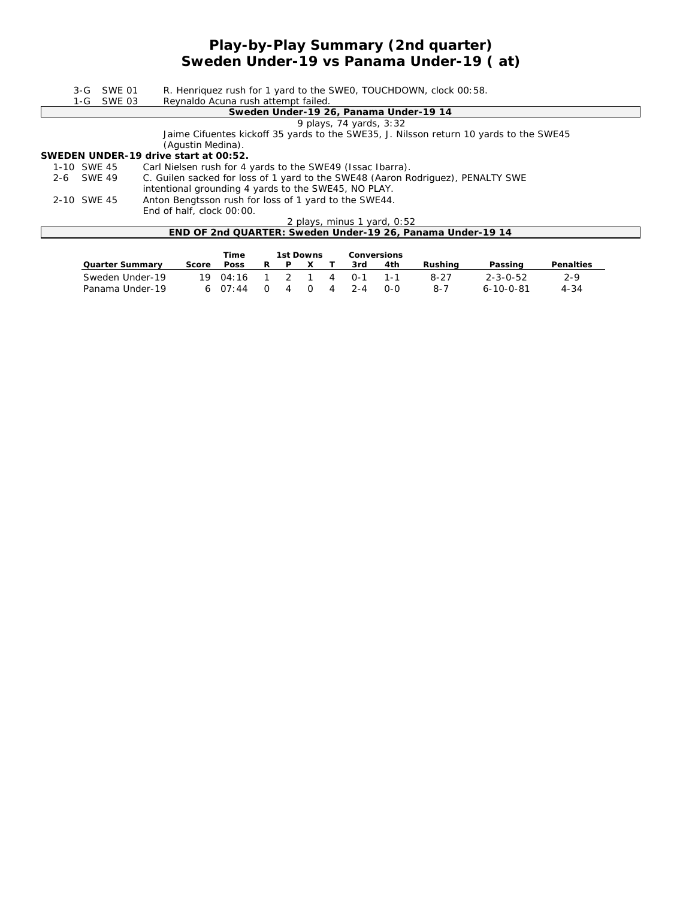# Play-by-Play Summary (2nd quarter)
## Sweden Under-19 vs Panama Under-19 ( at)

| | | |
|---|---|---|
| 3-G | SWE 01 | R. Henriquez rush for 1 yard to the SWE0, TOUCHDOWN, clock 00:58. |
| 1-G | SWE 03 | Reynaldo Acuna rush attempt failed. |

**Sweden Under-19 26, Panama Under-19 14**

9 plays, 74 yards, 3:32

Jaime Cifuentes kickoff 35 yards to the SWE35, J. Nilsson return 10 yards to the SWE45 (Agustin Medina).

**SWEDEN UNDER-19 drive start at 00:52.**

| | | |
|---|---|---|
| 1-10 | SWE 45 | Carl Nielsen rush for 4 yards to the SWE49 (Issac Ibarra). |
| 2-6 | SWE 49 | C. Guilen sacked for loss of 1 yard to the SWE48 (Aaron Rodriguez), PENALTY SWE intentional grounding 4 yards to the SWE45, NO PLAY. |
| 2-10 | SWE 45 | Anton Bengtsson rush for loss of 1 yard to the SWE44. |
| | | End of half, clock 00:00. |

2 plays, minus 1 yard, 0:52

**END OF 2nd QUARTER: Sweden Under-19 26, Panama Under-19 14**

| Quarter Summary | Score | Time Poss | 1st Downs R | P | X | T | Conversions 3rd | 4th | Rushing | Passing | Penalties |
|---|---|---|---|---|---|---|---|---|---|---|---|
| Sweden Under-19 | 19 | 04:16 | 1 | 2 | 1 | 4 | 0-1 | 1-1 | 8-27 | 2-3-0-52 | 2-9 |
| Panama Under-19 | 6 | 07:44 | 0 | 4 | 0 | 4 | 2-4 | 0-0 | 8-7 | 6-10-0-81 | 4-34 |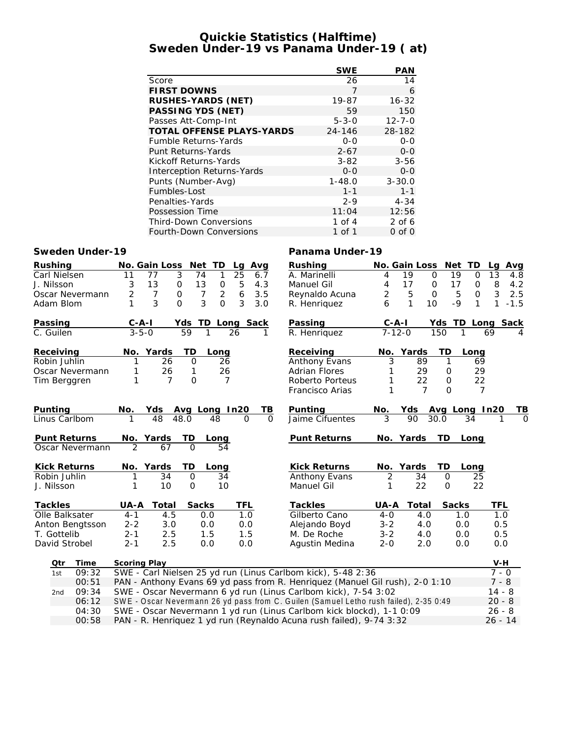# Quickie Statistics (Halftime)
## Sweden Under-19 vs Panama Under-19 ( at)

| | SWE | PAN |
|---|---|---|
| Score | 26 | 14 |
| **FIRST DOWNS** | 7 | 6 |
| **RUSHES-YARDS (NET)** | 19-87 | 16-32 |
| **PASSING YDS (NET)** | 59 | 150 |
| Passes Att-Comp-Int | 5-3-0 | 12-7-0 |
| **TOTAL OFFENSE PLAYS-YARDS** | 24-146 | 28-182 |
| Fumble Returns-Yards | 0-0 | 0-0 |
| Punt Returns-Yards | 2-67 | 0-0 |
| Kickoff Returns-Yards | 3-82 | 3-56 |
| Interception Returns-Yards | 0-0 | 0-0 |
| Punts (Number-Avg) | 1-48.0 | 3-30.0 |
| Fumbles-Lost | 1-1 | 1-1 |
| Penalties-Yards | 2-9 | 4-34 |
| Possession Time | 11:04 | 12:56 |
| Third-Down Conversions | 1 of 4 | 2 of 6 |
| Fourth-Down Conversions | 1 of 1 | 0 of 0 |

### Sweden Under-19

| Rushing | No. | Gain | Loss | Net | TD | Lg | Avg |
|---|---|---|---|---|---|---|---|
| Carl Nielsen | 11 | 77 | 3 | 74 | 1 | 25 | 6.7 |
| J. Nilsson | 3 | 13 | 0 | 13 | 0 | 5 | 4.3 |
| Oscar Nevermann | 2 | 7 | 0 | 7 | 2 | 6 | 3.5 |
| Adam Blom | 1 | 3 | 0 | 3 | 0 | 3 | 3.0 |

| Passing | C-A-I | Yds | TD | Long | Sack |
|---|---|---|---|---|---|
| C. Guilen | 3-5-0 | 59 | 1 | 26 | 1 |

| Receiving | No. | Yards | TD | Long |
|---|---|---|---|---|
| Robin Juhlin | 1 | 26 | 0 | 26 |
| Oscar Nevermann | 1 | 26 | 1 | 26 |
| Tim Berggren | 1 | 7 | 0 | 7 |

| Punting | No. | Yds | Avg | Long | In20 | TB |
|---|---|---|---|---|---|---|
| Linus Carlbom | 1 | 48 | 48.0 | 48 | 0 | 0 |

| Punt Returns | No. | Yards | TD | Long |
|---|---|---|---|---|
| Oscar Nevermann | 2 | 67 | 0 | 54 |

| Kick Returns | No. | Yards | TD | Long |
|---|---|---|---|---|
| Robin Juhlin | 1 | 34 | 0 | 34 |
| J. Nilsson | 1 | 10 | 0 | 10 |

| Tackles | UA-A | Total | Sacks | TFL |
|---|---|---|---|---|
| Olle Balksater | 4-1 | 4.5 | 0.0 | 1.0 |
| Anton Bengtsson | 2-2 | 3.0 | 0.0 | 0.0 |
| T. Gottelib | 2-1 | 2.5 | 1.5 | 1.5 |
| David Strobel | 2-1 | 2.5 | 0.0 | 0.0 |

### Panama Under-19

| Rushing | No. | Gain | Loss | Net | TD | Lg | Avg |
|---|---|---|---|---|---|---|---|
| A. Marinelli | 4 | 19 | 0 | 19 | 0 | 13 | 4.8 |
| Manuel Gil | 4 | 17 | 0 | 17 | 0 | 8 | 4.2 |
| Reynaldo Acuna | 2 | 5 | 0 | 5 | 0 | 3 | 2.5 |
| R. Henriquez | 6 | 1 | 10 | -9 | 1 | 1 | -1.5 |

| Passing | C-A-I | Yds | TD | Long | Sack |
|---|---|---|---|---|---|
| R. Henriquez | 7-12-0 | 150 | 1 | 69 | 4 |

| Receiving | No. | Yards | TD | Long |
|---|---|---|---|---|
| Anthony Evans | 3 | 89 | 1 | 69 |
| Adrian Flores | 1 | 29 | 0 | 29 |
| Roberto Porteus | 1 | 22 | 0 | 22 |
| Francisco Arias | 1 | 7 | 0 | 7 |

| Punting | No. | Yds | Avg | Long | In20 | TB |
|---|---|---|---|---|---|---|
| Jaime Cifuentes | 3 | 90 | 30.0 | 34 | 1 | 0 |

| Punt Returns | No. | Yards | TD | Long |
|---|---|---|---|---|

| Kick Returns | No. | Yards | TD | Long |
|---|---|---|---|---|
| Anthony Evans | 2 | 34 | 0 | 25 |
| Manuel Gil | 1 | 22 | 0 | 22 |

| Tackles | UA-A | Total | Sacks | TFL |
|---|---|---|---|---|
| Gilberto Cano | 4-0 | 4.0 | 1.0 | 1.0 |
| Alejando Boyd | 3-2 | 4.0 | 0.0 | 0.5 |
| M. De Roche | 3-2 | 4.0 | 0.0 | 0.5 |
| Agustin Medina | 2-0 | 2.0 | 0.0 | 0.0 |

| Qtr | Time | Scoring Play | V-H |
|---|---|---|---|
| 1st | 09:32 | SWE - Carl Nielsen 25 yd run (Linus Carlbom kick), 5-48 2:36 | 7 - 0 |
| | 00:51 | PAN - Anthony Evans 69 yd pass from R. Henriquez (Manuel Gil rush), 2-0 1:10 | 7 - 8 |
| 2nd | 09:34 | SWE - Oscar Nevermann 6 yd run (Linus Carlbom kick), 7-54 3:02 | 14 - 8 |
| | 06:12 | SWE - Oscar Nevermann 26 yd pass from C. Guilen (Samuel Letho rush failed), 2-35 0:49 | 20 - 8 |
| | 04:30 | SWE - Oscar Nevermann 1 yd run (Linus Carlbom kick blockd), 1-1 0:09 | 26 - 8 |
| | 00:58 | PAN - R. Henriquez 1 yd run (Reynaldo Acuna rush failed), 9-74 3:32 | 26 - 14 |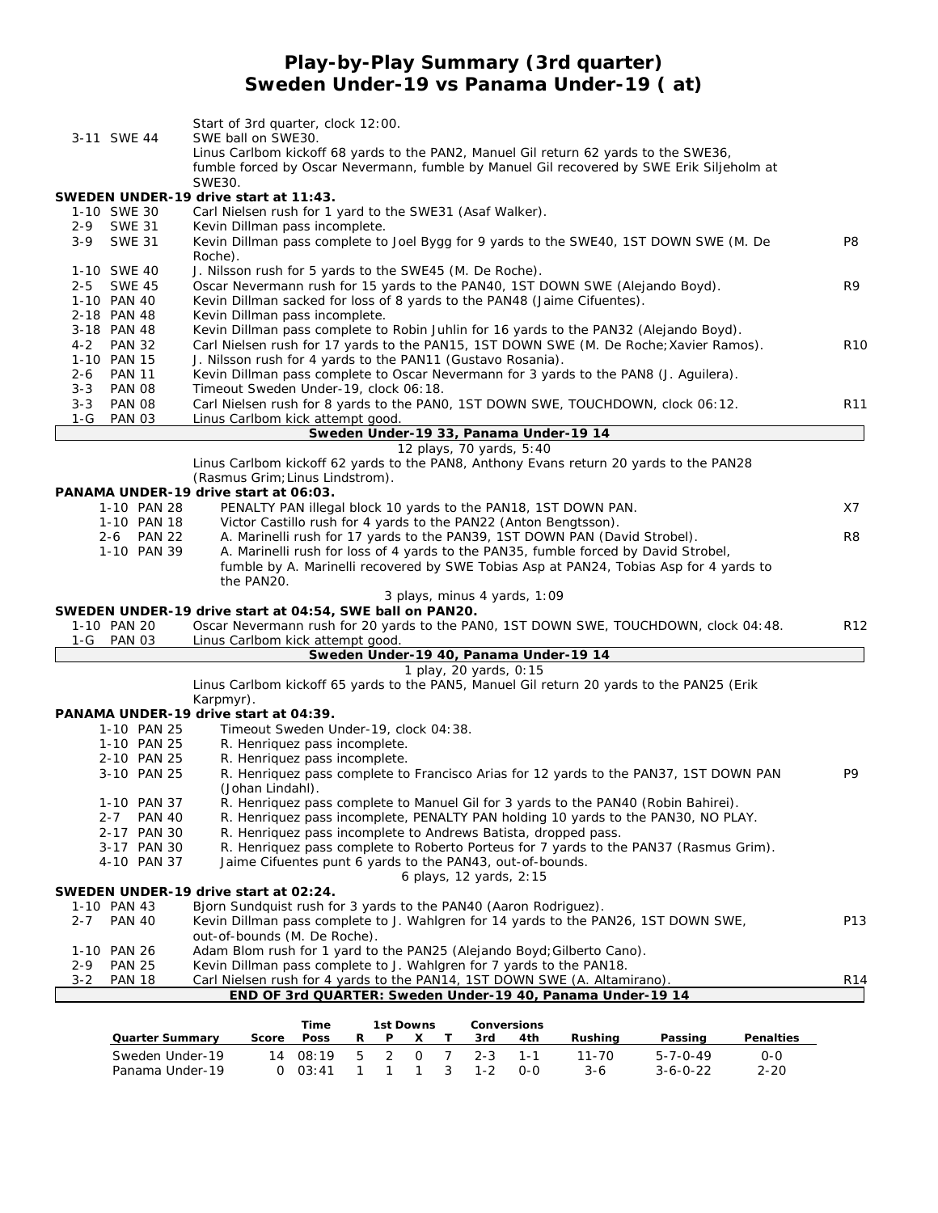# Play-by-Play Summary (3rd quarter)
## Sweden Under-19 vs Panama Under-19 ( at)

| | | |
|---|---|---|
| | Start of 3rd quarter, clock 12:00. | |
| 3-11 SWE 44 | SWE ball on SWE30. | |
| | Linus Carlbom kickoff 68 yards to the PAN2, Manuel Gil return 62 yards to the SWE36, fumble forced by Oscar Nevermann, fumble by Manuel Gil recovered by SWE Erik Siljeholm at SWE30. | |
| **SWEDEN UNDER-19 drive start at 11:43.** | | |
| 1-10 SWE 30 | Carl Nielsen rush for 1 yard to the SWE31 (Asaf Walker). | |
| 2-9 SWE 31 | Kevin Dillman pass incomplete. | |
| 3-9 SWE 31 | Kevin Dillman pass complete to Joel Bygg for 9 yards to the SWE40, 1ST DOWN SWE (M. De Roche). | P8 |
| 1-10 SWE 40 | J. Nilsson rush for 5 yards to the SWE45 (M. De Roche). | |
| 2-5 SWE 45 | Oscar Nevermann rush for 15 yards to the PAN40, 1ST DOWN SWE (Alejando Boyd). | R9 |
| 1-10 PAN 40 | Kevin Dillman sacked for loss of 8 yards to the PAN48 (Jaime Cifuentes). | |
| 2-18 PAN 48 | Kevin Dillman pass incomplete. | |
| 3-18 PAN 48 | Kevin Dillman pass complete to Robin Juhlin for 16 yards to the PAN32 (Alejando Boyd). | |
| 4-2 PAN 32 | Carl Nielsen rush for 17 yards to the PAN15, 1ST DOWN SWE (M. De Roche;Xavier Ramos). | R10 |
| 1-10 PAN 15 | J. Nilsson rush for 4 yards to the PAN11 (Gustavo Rosania). | |
| 2-6 PAN 11 | Kevin Dillman pass complete to Oscar Nevermann for 3 yards to the PAN8 (J. Aguilera). | |
| 3-3 PAN 08 | Timeout Sweden Under-19, clock 06:18. | |
| 3-3 PAN 08 | Carl Nielsen rush for 8 yards to the PAN0, 1ST DOWN SWE, TOUCHDOWN, clock 06:12. | R11 |
| 1-G PAN 03 | Linus Carlbom kick attempt good. | |
| | **Sweden Under-19 33, Panama Under-19 14** | |
| | 12 plays, 70 yards, 5:40 | |
| | Linus Carlbom kickoff 62 yards to the PAN8, Anthony Evans return 20 yards to the PAN28 (Rasmus Grim;Linus Lindstrom). | |
| **PANAMA UNDER-19 drive start at 06:03.** | | |
| 1-10 PAN 28 | PENALTY PAN illegal block 10 yards to the PAN18, 1ST DOWN PAN. | X7 |
| 1-10 PAN 18 | Victor Castillo rush for 4 yards to the PAN22 (Anton Bengtsson). | |
| 2-6 PAN 22 | A. Marinelli rush for 17 yards to the PAN39, 1ST DOWN PAN (David Strobel). | R8 |
| 1-10 PAN 39 | A. Marinelli rush for loss of 4 yards to the PAN35, fumble forced by David Strobel, fumble by A. Marinelli recovered by SWE Tobias Asp at PAN24, Tobias Asp for 4 yards to the PAN20. | |
| | 3 plays, minus 4 yards, 1:09 | |
| **SWEDEN UNDER-19 drive start at 04:54, SWE ball on PAN20.** | | |
| 1-10 PAN 20 | Oscar Nevermann rush for 20 yards to the PAN0, 1ST DOWN SWE, TOUCHDOWN, clock 04:48. | R12 |
| 1-G PAN 03 | Linus Carlbom kick attempt good. | |
| | **Sweden Under-19 40, Panama Under-19 14** | |
| | 1 play, 20 yards, 0:15 | |
| | Linus Carlbom kickoff 65 yards to the PAN5, Manuel Gil return 20 yards to the PAN25 (Erik Karpmyr). | |
| **PANAMA UNDER-19 drive start at 04:39.** | | |
| 1-10 PAN 25 | Timeout Sweden Under-19, clock 04:38. | |
| 1-10 PAN 25 | R. Henriquez pass incomplete. | |
| 2-10 PAN 25 | R. Henriquez pass incomplete. | |
| 3-10 PAN 25 | R. Henriquez pass complete to Francisco Arias for 12 yards to the PAN37, 1ST DOWN PAN (Johan Lindahl). | P9 |
| 1-10 PAN 37 | R. Henriquez pass complete to Manuel Gil for 3 yards to the PAN40 (Robin Bahirei). | |
| 2-7 PAN 40 | R. Henriquez pass incomplete, PENALTY PAN holding 10 yards to the PAN30, NO PLAY. | |
| 2-17 PAN 30 | R. Henriquez pass incomplete to Andrews Batista, dropped pass. | |
| 3-17 PAN 30 | R. Henriquez pass complete to Roberto Porteus for 7 yards to the PAN37 (Rasmus Grim). | |
| 4-10 PAN 37 | Jaime Cifuentes punt 6 yards to the PAN43, out-of-bounds. | |
| | 6 plays, 12 yards, 2:15 | |
| **SWEDEN UNDER-19 drive start at 02:24.** | | |
| 1-10 PAN 43 | Bjorn Sundquist rush for 3 yards to the PAN40 (Aaron Rodriguez). | |
| 2-7 PAN 40 | Kevin Dillman pass complete to J. Wahlgren for 14 yards to the PAN26, 1ST DOWN SWE, out-of-bounds (M. De Roche). | P13 |
| 1-10 PAN 26 | Adam Blom rush for 1 yard to the PAN25 (Alejando Boyd;Gilberto Cano). | |
| 2-9 PAN 25 | Kevin Dillman pass complete to J. Wahlgren for 7 yards to the PAN18. | |
| 3-2 PAN 18 | Carl Nielsen rush for 4 yards to the PAN14, 1ST DOWN SWE (A. Altamirano). | R14 |
| | **END OF 3rd QUARTER: Sweden Under-19 40, Panama Under-19 14** | |

| Quarter Summary | Score | Time Poss | 1st Downs R | 1st Downs P | 1st Downs X | 1st Downs T | Conversions 3rd | Conversions 4th | Rushing | Passing | Penalties |
|---|---|---|---|---|---|---|---|---|---|---|---|
| Sweden Under-19 | 14 | 08:19 | 5 | 2 | 0 | 7 | 2-3 | 1-1 | 11-70 | 5-7-0-49 | 0-0 |
| Panama Under-19 | 0 | 03:41 | 1 | 1 | 1 | 3 | 1-2 | 0-0 | 3-6 | 3-6-0-22 | 2-20 |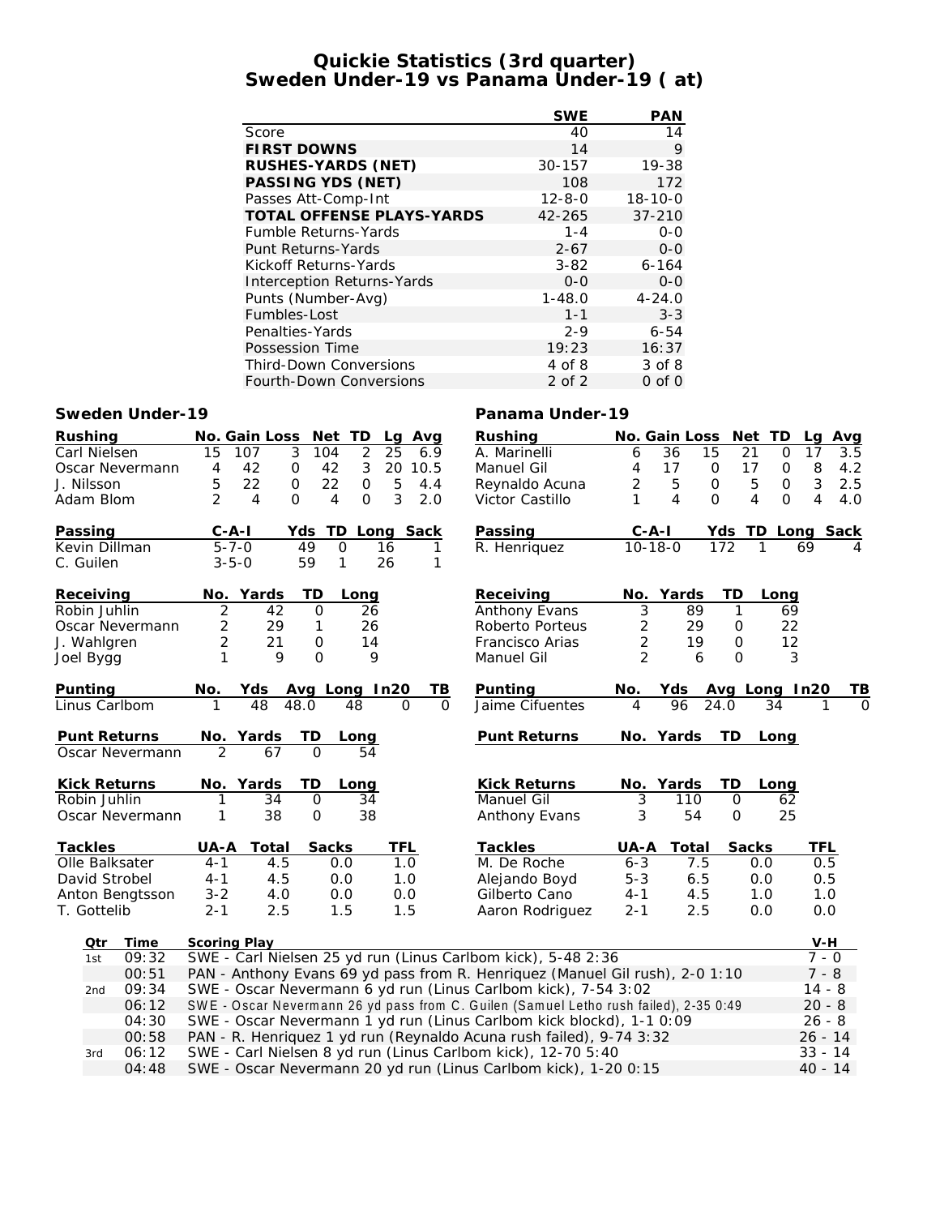# Quickie Statistics (3rd quarter)
## Sweden Under-19 vs Panama Under-19 ( at)

| | SWE | PAN |
|---|---|---|
| Score | 40 | 14 |
| **FIRST DOWNS** | 14 | 9 |
| **RUSHES-YARDS (NET)** | 30-157 | 19-38 |
| **PASSING YDS (NET)** | 108 | 172 |
| Passes Att-Comp-Int | 12-8-0 | 18-10-0 |
| **TOTAL OFFENSE PLAYS-YARDS** | 42-265 | 37-210 |
| Fumble Returns-Yards | 1-4 | 0-0 |
| Punt Returns-Yards | 2-67 | 0-0 |
| Kickoff Returns-Yards | 3-82 | 6-164 |
| Interception Returns-Yards | 0-0 | 0-0 |
| Punts (Number-Avg) | 1-48.0 | 4-24.0 |
| Fumbles-Lost | 1-1 | 3-3 |
| Penalties-Yards | 2-9 | 6-54 |
| Possession Time | 19:23 | 16:37 |
| Third-Down Conversions | 4 of 8 | 3 of 8 |
| Fourth-Down Conversions | 2 of 2 | 0 of 0 |

### Sweden Under-19

| Rushing | No. | Gain | Loss | Net | TD | Lg | Avg |
|---|---|---|---|---|---|---|---|
| Carl Nielsen | 15 | 107 | 3 | 104 | 2 | 25 | 6.9 |
| Oscar Nevermann | 4 | 42 | 0 | 42 | 3 | 20 | 10.5 |
| J. Nilsson | 5 | 22 | 0 | 22 | 0 | 5 | 4.4 |
| Adam Blom | 2 | 4 | 0 | 4 | 0 | 3 | 2.0 |

| Passing | C-A-I | Yds | TD | Long | Sack |
|---|---|---|---|---|---|
| Kevin Dillman | 5-7-0 | 49 | 0 | 16 | 1 |
| C. Guilen | 3-5-0 | 59 | 1 | 26 | 1 |

| Receiving | No. | Yards | TD | Long |
|---|---|---|---|---|
| Robin Juhlin | 2 | 42 | 0 | 26 |
| Oscar Nevermann | 2 | 29 | 1 | 26 |
| J. Wahlgren | 2 | 21 | 0 | 14 |
| Joel Bygg | 1 | 9 | 0 | 9 |

| Punting | No. | Yds | Avg | Long | In20 | TB |
|---|---|---|---|---|---|---|
| Linus Carlbom | 1 | 48 | 48.0 | 48 | 0 | 0 |

| Punt Returns | No. | Yards | TD | Long |
|---|---|---|---|---|
| Oscar Nevermann | 2 | 67 | 0 | 54 |

| Kick Returns | No. | Yards | TD | Long |
|---|---|---|---|---|
| Robin Juhlin | 1 | 34 | 0 | 34 |
| Oscar Nevermann | 1 | 38 | 0 | 38 |

| Tackles | UA-A | Total | Sacks | TFL |
|---|---|---|---|---|
| Olle Balksater | 4-1 | 4.5 | 0.0 | 1.0 |
| David Strobel | 4-1 | 4.5 | 0.0 | 1.0 |
| Anton Bengtsson | 3-2 | 4.0 | 0.0 | 0.0 |
| T. Gottelib | 2-1 | 2.5 | 1.5 | 1.5 |

### Panama Under-19

| Rushing | No. | Gain | Loss | Net | TD | Lg | Avg |
|---|---|---|---|---|---|---|---|
| A. Marinelli | 6 | 36 | 15 | 21 | 0 | 17 | 3.5 |
| Manuel Gil | 4 | 17 | 0 | 17 | 0 | 8 | 4.2 |
| Reynaldo Acuna | 2 | 5 | 0 | 5 | 0 | 3 | 2.5 |
| Victor Castillo | 1 | 4 | 0 | 4 | 0 | 4 | 4.0 |

| Passing | C-A-I | Yds | TD | Long | Sack |
|---|---|---|---|---|---|
| R. Henriquez | 10-18-0 | 172 | 1 | 69 | 4 |

| Receiving | No. | Yards | TD | Long |
|---|---|---|---|---|
| Anthony Evans | 3 | 89 | 1 | 69 |
| Roberto Porteus | 2 | 29 | 0 | 22 |
| Francisco Arias | 2 | 19 | 0 | 12 |
| Manuel Gil | 2 | 6 | 0 | 3 |

| Punting | No. | Yds | Avg | Long | In20 | TB |
|---|---|---|---|---|---|---|
| Jaime Cifuentes | 4 | 96 | 24.0 | 34 | 1 | 0 |

| Punt Returns | No. | Yards | TD | Long |
|---|---|---|---|---|

| Kick Returns | No. | Yards | TD | Long |
|---|---|---|---|---|
| Manuel Gil | 3 | 110 | 0 | 62 |
| Anthony Evans | 3 | 54 | 0 | 25 |

| Tackles | UA-A | Total | Sacks | TFL |
|---|---|---|---|---|
| M. De Roche | 6-3 | 7.5 | 0.0 | 0.5 |
| Alejando Boyd | 5-3 | 6.5 | 0.0 | 0.5 |
| Gilberto Cano | 4-1 | 4.5 | 1.0 | 1.0 |
| Aaron Rodriguez | 2-1 | 2.5 | 0.0 | 0.0 |

| Qtr | Time | Scoring Play | V-H |
|---|---|---|---|
| 1st | 09:32 | SWE - Carl Nielsen 25 yd run (Linus Carlbom kick), 5-48 2:36 | 7 - 0 |
| | 00:51 | PAN - Anthony Evans 69 yd pass from R. Henriquez (Manuel Gil rush), 2-0 1:10 | 7 - 8 |
| 2nd | 09:34 | SWE - Oscar Nevermann 6 yd run (Linus Carlbom kick), 7-54 3:02 | 14 - 8 |
| | 06:12 | SWE - Oscar Nevermann 26 yd pass from C. Guilen (Samuel Letho rush failed), 2-35 0:49 | 20 - 8 |
| | 04:30 | SWE - Oscar Nevermann 1 yd run (Linus Carlbom kick blockd), 1-1 0:09 | 26 - 8 |
| | 00:58 | PAN - R. Henriquez 1 yd run (Reynaldo Acuna rush failed), 9-74 3:32 | 26 - 14 |
| 3rd | 06:12 | SWE - Carl Nielsen 8 yd run (Linus Carlbom kick), 12-70 5:40 | 33 - 14 |
| | 04:48 | SWE - Oscar Nevermann 20 yd run (Linus Carlbom kick), 1-20 0:15 | 40 - 14 |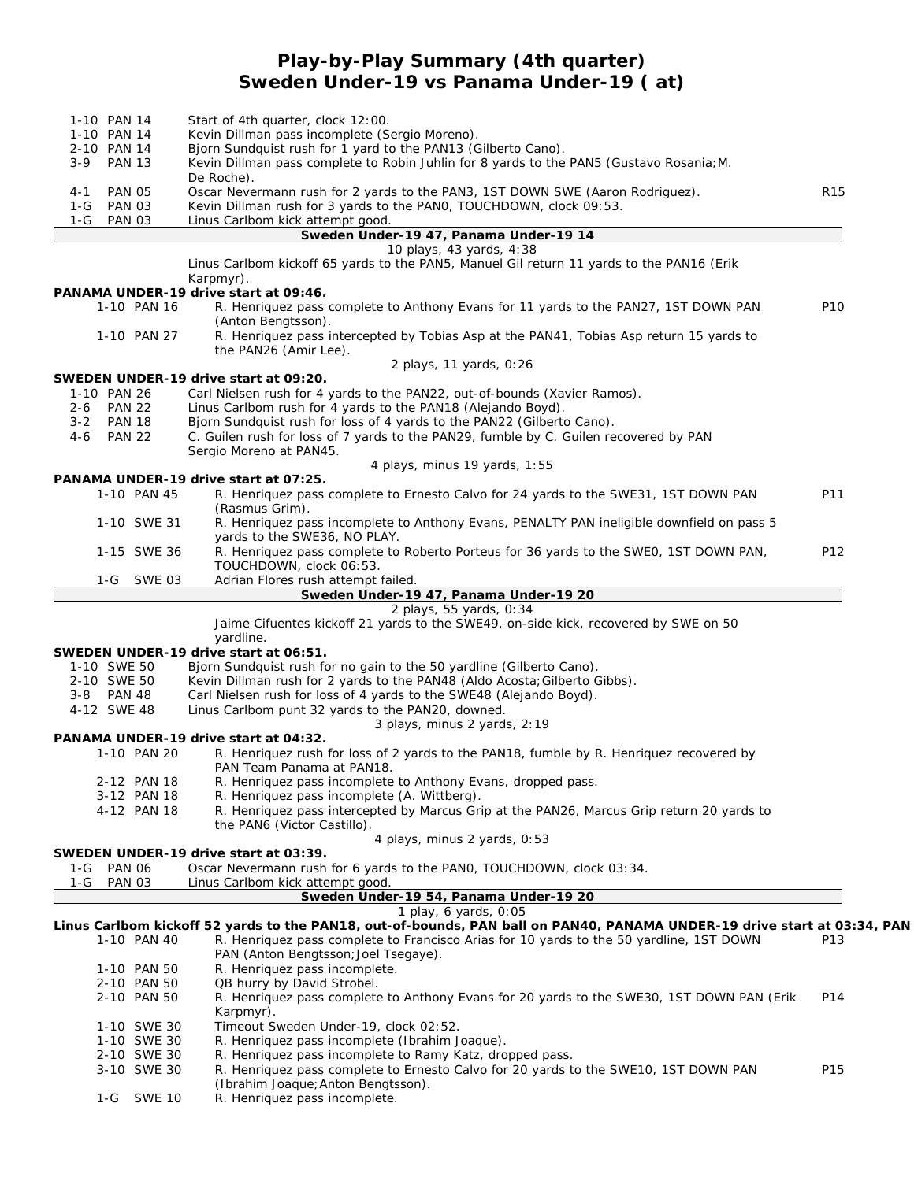# Play-by-Play Summary (4th quarter)
## Sweden Under-19 vs Panama Under-19 ( at)

| Down | Play | |
|---|---|---|
| 1-10 PAN 14 | Start of 4th quarter, clock 12:00. | |
| 1-10 PAN 14 | Kevin Dillman pass incomplete (Sergio Moreno). | |
| 2-10 PAN 14 | Bjorn Sundquist rush for 1 yard to the PAN13 (Gilberto Cano). | |
| 3-9 PAN 13 | Kevin Dillman pass complete to Robin Juhlin for 8 yards to the PAN5 (Gustavo Rosania;M. De Roche). | |
| 4-1 PAN 05 | Oscar Nevermann rush for 2 yards to the PAN3, 1ST DOWN SWE (Aaron Rodriguez). | R15 |
| 1-G PAN 03 | Kevin Dillman rush for 3 yards to the PAN0, TOUCHDOWN, clock 09:53. | |
| 1-G PAN 03 | Linus Carlbom kick attempt good. | |

**Sweden Under-19 47, Panama Under-19 14**

10 plays, 43 yards, 4:38

Linus Carlbom kickoff 65 yards to the PAN5, Manuel Gil return 11 yards to the PAN16 (Erik Karpmyr).

**PANAMA UNDER-19 drive start at 09:46.**

| Down | Play | |
|---|---|---|
| 1-10 PAN 16 | R. Henriquez pass complete to Anthony Evans for 11 yards to the PAN27, 1ST DOWN PAN (Anton Bengtsson). | P10 |
| 1-10 PAN 27 | R. Henriquez pass intercepted by Tobias Asp at the PAN41, Tobias Asp return 15 yards to the PAN26 (Amir Lee). | |

2 plays, 11 yards, 0:26

**SWEDEN UNDER-19 drive start at 09:20.**

| Down | Play | |
|---|---|---|
| 1-10 PAN 26 | Carl Nielsen rush for 4 yards to the PAN22, out-of-bounds (Xavier Ramos). | |
| 2-6 PAN 22 | Linus Carlbom rush for 4 yards to the PAN18 (Alejandro Boyd). | |
| 3-2 PAN 18 | Bjorn Sundquist rush for loss of 4 yards to the PAN22 (Gilberto Cano). | |
| 4-6 PAN 22 | C. Guilen rush for loss of 7 yards to the PAN29, fumble by C. Guilen recovered by PAN Sergio Moreno at PAN45. | |

4 plays, minus 19 yards, 1:55

**PANAMA UNDER-19 drive start at 07:25.**

| Down | Play | |
|---|---|---|
| 1-10 PAN 45 | R. Henriquez pass complete to Ernesto Calvo for 24 yards to the SWE31, 1ST DOWN PAN (Rasmus Grim). | P11 |
| 1-10 SWE 31 | R. Henriquez pass incomplete to Anthony Evans, PENALTY PAN ineligible downfield on pass 5 yards to the SWE36, NO PLAY. | |
| 1-15 SWE 36 | R. Henriquez pass complete to Roberto Porteus for 36 yards to the SWE0, 1ST DOWN PAN, TOUCHDOWN, clock 06:53. | P12 |
| 1-G SWE 03 | Adrian Flores rush attempt failed. | |

**Sweden Under-19 47, Panama Under-19 20**

2 plays, 55 yards, 0:34

Jaime Cifuentes kickoff 21 yards to the SWE49, on-side kick, recovered by SWE on 50 yardline.

**SWEDEN UNDER-19 drive start at 06:51.**

| Down | Play | |
|---|---|---|
| 1-10 SWE 50 | Bjorn Sundquist rush for no gain to the 50 yardline (Gilberto Cano). | |
| 2-10 SWE 50 | Kevin Dillman rush for 2 yards to the PAN48 (Aldo Acosta;Gilberto Gibbs). | |
| 3-8 PAN 48 | Carl Nielsen rush for loss of 4 yards to the SWE48 (Alejandro Boyd). | |
| 4-12 SWE 48 | Linus Carlbom punt 32 yards to the PAN20, downed. | |

3 plays, minus 2 yards, 2:19

**PANAMA UNDER-19 drive start at 04:32.**

| Down | Play | |
|---|---|---|
| 1-10 PAN 20 | R. Henriquez rush for loss of 2 yards to the PAN18, fumble by R. Henriquez recovered by PAN Team Panama at PAN18. | |
| 2-12 PAN 18 | R. Henriquez pass incomplete to Anthony Evans, dropped pass. | |
| 3-12 PAN 18 | R. Henriquez pass incomplete (A. Wittberg). | |
| 4-12 PAN 18 | R. Henriquez pass intercepted by Marcus Grip at the PAN26, Marcus Grip return 20 yards to the PAN6 (Victor Castillo). | |

4 plays, minus 2 yards, 0:53

**SWEDEN UNDER-19 drive start at 03:39.**

| Down | Play | |
|---|---|---|
| 1-G PAN 06 | Oscar Nevermann rush for 6 yards to the PAN0, TOUCHDOWN, clock 03:34. | |
| 1-G PAN 03 | Linus Carlbom kick attempt good. | |

**Sweden Under-19 54, Panama Under-19 20**

1 play, 6 yards, 0:05

**Linus Carlbom kickoff 52 yards to the PAN18, out-of-bounds, PAN ball on PAN40, PANAMA UNDER-19 drive start at 03:34, PAN**

| Down | Play | |
|---|---|---|
| 1-10 PAN 40 | R. Henriquez pass complete to Francisco Arias for 10 yards to the 50 yardline, 1ST DOWN PAN (Anton Bengtsson;Joel Tsegaye). | P13 |
| 1-10 PAN 50 | R. Henriquez pass incomplete. | |
| 2-10 PAN 50 | QB hurry by David Strobel. | |
| 2-10 PAN 50 | R. Henriquez pass complete to Anthony Evans for 20 yards to the SWE30, 1ST DOWN PAN (Erik Karpmyr). | P14 |
| 1-10 SWE 30 | Timeout Sweden Under-19, clock 02:52. | |
| 1-10 SWE 30 | R. Henriquez pass incomplete (Ibrahim Joaque). | |
| 2-10 SWE 30 | R. Henriquez pass incomplete to Ramy Katz, dropped pass. | |
| 3-10 SWE 30 | R. Henriquez pass complete to Ernesto Calvo for 20 yards to the SWE10, 1ST DOWN PAN (Ibrahim Joaque;Anton Bengtsson). | P15 |
| 1-G SWE 10 | R. Henriquez pass incomplete. | |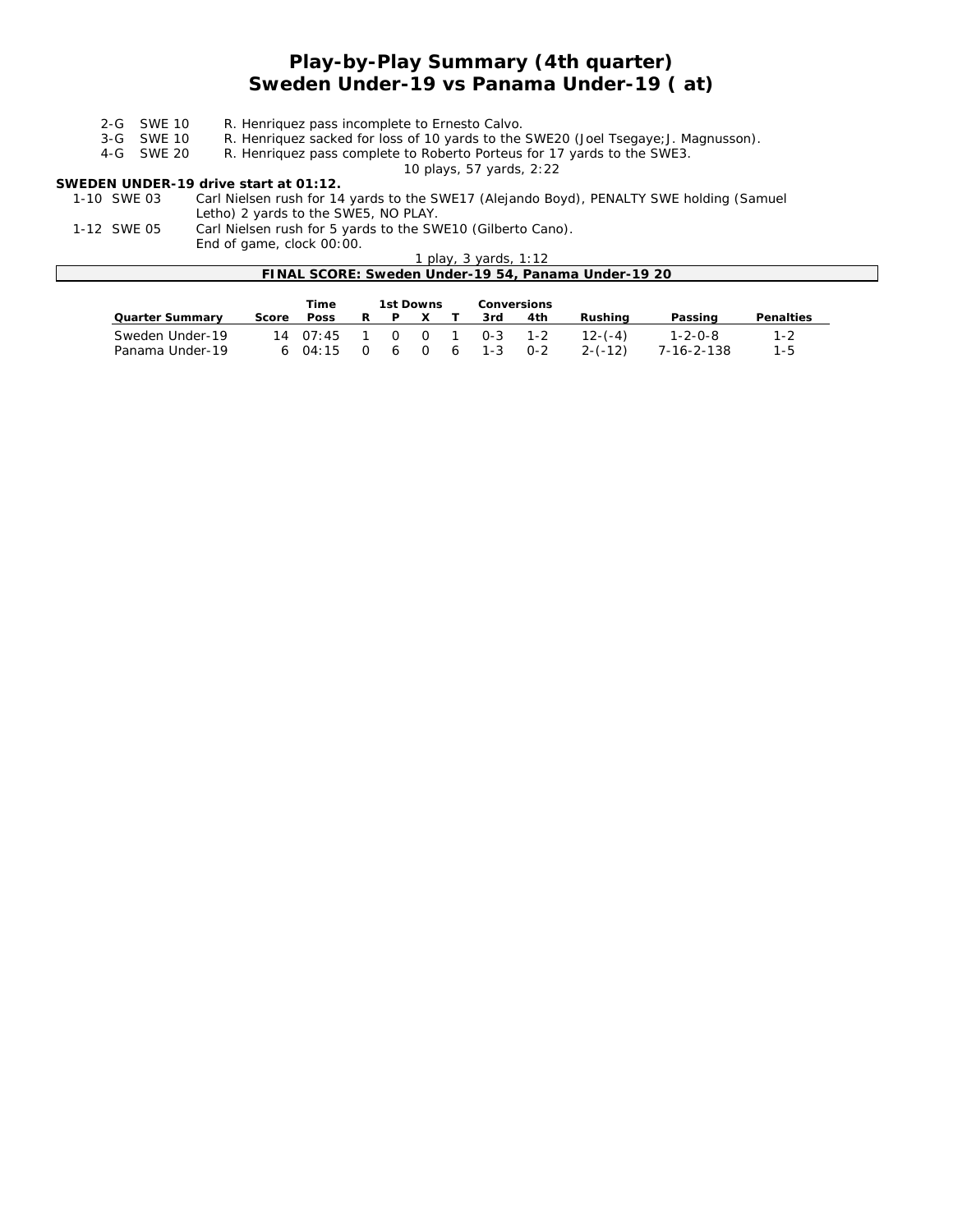# Play-by-Play Summary (4th quarter)
# Sweden Under-19 vs Panama Under-19 ( at)

| | |
|---|---|
| 2-G SWE 10 | R. Henriquez pass incomplete to Ernesto Calvo. |
| 3-G SWE 10 | R. Henriquez sacked for loss of 10 yards to the SWE20 (Joel Tsegaye;J. Magnusson). |
| 4-G SWE 20 | R. Henriquez pass complete to Roberto Porteus for 17 yards to the SWE3. |

10 plays, 57 yards, 2:22

**SWEDEN UNDER-19 drive start at 01:12.**

| | |
|---|---|
| 1-10 SWE 03 | Carl Nielsen rush for 14 yards to the SWE17 (Alejando Boyd), PENALTY SWE holding (Samuel Letho) 2 yards to the SWE5, NO PLAY. |
| 1-12 SWE 05 | Carl Nielsen rush for 5 yards to the SWE10 (Gilberto Cano). End of game, clock 00:00. |

1 play, 3 yards, 1:12

**FINAL SCORE: Sweden Under-19 54, Panama Under-19 20**

| Quarter Summary | Score | Time Poss | 1st Downs R | P | X | T | Conversions 3rd | 4th | Rushing | Passing | Penalties |
|---|---|---|---|---|---|---|---|---|---|---|---|
| Sweden Under-19 | 14 | 07:45 | 1 | 0 | 0 | 1 | 0-3 | 1-2 | 12-(-4) | 1-2-0-8 | 1-2 |
| Panama Under-19 | 6 | 04:15 | 0 | 6 | 0 | 6 | 1-3 | 0-2 | 2-(-12) | 7-16-2-138 | 1-5 |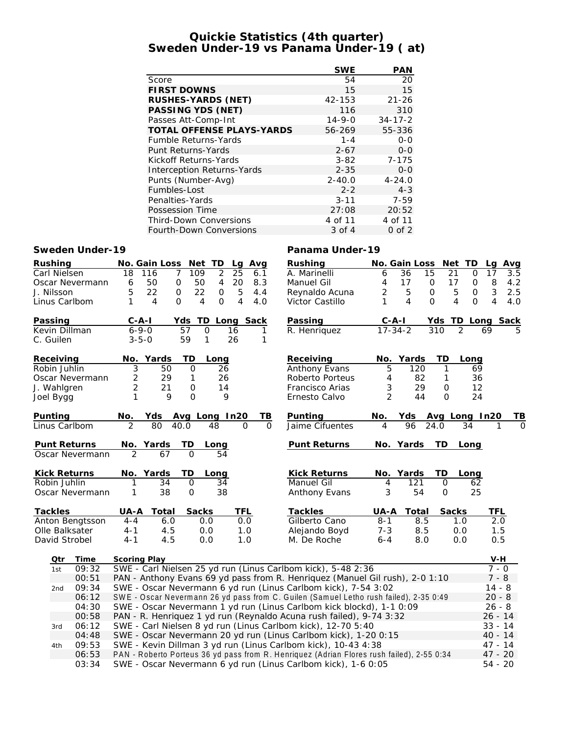# Quickie Statistics (4th quarter)
## Sweden Under-19 vs Panama Under-19 ( at)

| | SWE | PAN |
|---|---|---|
| Score | 54 | 20 |
| **FIRST DOWNS** | 15 | 15 |
| **RUSHES-YARDS (NET)** | 42-153 | 21-26 |
| **PASSING YDS (NET)** | 116 | 310 |
| Passes Att-Comp-Int | 14-9-0 | 34-17-2 |
| **TOTAL OFFENSE PLAYS-YARDS** | 56-269 | 55-336 |
| Fumble Returns-Yards | 1-4 | 0-0 |
| Punt Returns-Yards | 2-67 | 0-0 |
| Kickoff Returns-Yards | 3-82 | 7-175 |
| Interception Returns-Yards | 2-35 | 0-0 |
| Punts (Number-Avg) | 2-40.0 | 4-24.0 |
| Fumbles-Lost | 2-2 | 4-3 |
| Penalties-Yards | 3-11 | 7-59 |
| Possession Time | 27:08 | 20:52 |
| Third-Down Conversions | 4 of 11 | 4 of 11 |
| Fourth-Down Conversions | 3 of 4 | 0 of 2 |

### Sweden Under-19

| Rushing | No. | Gain | Loss | Net | TD | Lg | Avg |
|---|---|---|---|---|---|---|---|
| Carl Nielsen | 18 | 116 | 7 | 109 | 2 | 25 | 6.1 |
| Oscar Nevermann | 6 | 50 | 0 | 50 | 4 | 20 | 8.3 |
| J. Nilsson | 5 | 22 | 0 | 22 | 0 | 5 | 4.4 |
| Linus Carlbom | 1 | 4 | 0 | 4 | 0 | 4 | 4.0 |

| Passing | C-A-I | Yds | TD | Long | Sack |
|---|---|---|---|---|---|
| Kevin Dillman | 6-9-0 | 57 | 0 | 16 | 1 |
| C. Guilen | 3-5-0 | 59 | 1 | 26 | 1 |

| Receiving | No. | Yards | TD | Long |
|---|---|---|---|---|
| Robin Juhlin | 3 | 50 | 0 | 26 |
| Oscar Nevermann | 2 | 29 | 1 | 26 |
| J. Wahlgren | 2 | 21 | 0 | 14 |
| Joel Bygg | 1 | 9 | 0 | 9 |

| Punting | No. | Yds | Avg | Long | In20 | TB |
|---|---|---|---|---|---|---|
| Linus Carlbom | 2 | 80 | 40.0 | 48 | 0 | 0 |

| Punt Returns | No. | Yards | TD | Long |
|---|---|---|---|---|
| Oscar Nevermann | 2 | 67 | 0 | 54 |

| Kick Returns | No. | Yards | TD | Long |
|---|---|---|---|---|
| Robin Juhlin | 1 | 34 | 0 | 34 |
| Oscar Nevermann | 1 | 38 | 0 | 38 |

| Tackles | UA-A | Total | Sacks | TFL |
|---|---|---|---|---|
| Anton Bengtsson | 4-4 | 6.0 | 0.0 | 0.0 |
| Olle Balksater | 4-1 | 4.5 | 0.0 | 1.0 |
| David Strobel | 4-1 | 4.5 | 0.0 | 1.0 |

### Panama Under-19

| Rushing | No. | Gain | Loss | Net | TD | Lg | Avg |
|---|---|---|---|---|---|---|---|
| A. Marinelli | 6 | 36 | 15 | 21 | 0 | 17 | 3.5 |
| Manuel Gil | 4 | 17 | 0 | 17 | 0 | 8 | 4.2 |
| Reynaldo Acuna | 2 | 5 | 0 | 5 | 0 | 3 | 2.5 |
| Victor Castillo | 1 | 4 | 0 | 4 | 0 | 4 | 4.0 |

| Passing | C-A-I | Yds | TD | Long | Sack |
|---|---|---|---|---|---|
| R. Henriquez | 17-34-2 | 310 | 2 | 69 | 5 |

| Receiving | No. | Yards | TD | Long |
|---|---|---|---|---|
| Anthony Evans | 5 | 120 | 1 | 69 |
| Roberto Porteus | 4 | 82 | 1 | 36 |
| Francisco Arias | 3 | 29 | 0 | 12 |
| Ernesto Calvo | 2 | 44 | 0 | 24 |

| Punting | No. | Yds | Avg | Long | In20 | TB |
|---|---|---|---|---|---|---|
| Jaime Cifuentes | 4 | 96 | 24.0 | 34 | 1 | 0 |

| Punt Returns | No. | Yards | TD | Long |
|---|---|---|---|---|

| Kick Returns | No. | Yards | TD | Long |
|---|---|---|---|---|
| Manuel Gil | 4 | 121 | 0 | 62 |
| Anthony Evans | 3 | 54 | 0 | 25 |

| Tackles | UA-A | Total | Sacks | TFL |
|---|---|---|---|---|
| Gilberto Cano | 8-1 | 8.5 | 1.0 | 2.0 |
| Alejando Boyd | 7-3 | 8.5 | 0.0 | 1.5 |
| M. De Roche | 6-4 | 8.0 | 0.0 | 0.5 |

| Qtr | Time | Scoring Play | V-H |
|---|---|---|---|
| 1st | 09:32 | SWE - Carl Nielsen 25 yd run (Linus Carlbom kick), 5-48 2:36 | 7 - 0 |
| | 00:51 | PAN - Anthony Evans 69 yd pass from R. Henriquez (Manuel Gil rush), 2-0 1:10 | 7 - 8 |
| 2nd | 09:34 | SWE - Oscar Nevermann 6 yd run (Linus Carlbom kick), 7-54 3:02 | 14 - 8 |
| | 06:12 | SWE - Oscar Nevermann 26 yd pass from C. Guilen (Samuel Letho rush failed), 2-35 0:49 | 20 - 8 |
| | 04:30 | SWE - Oscar Nevermann 1 yd run (Linus Carlbom kick blockd), 1-1 0:09 | 26 - 8 |
| | 00:58 | PAN - R. Henriquez 1 yd run (Reynaldo Acuna rush failed), 9-74 3:32 | 26 - 14 |
| 3rd | 06:12 | SWE - Carl Nielsen 8 yd run (Linus Carlbom kick), 12-70 5:40 | 33 - 14 |
| | 04:48 | SWE - Oscar Nevermann 20 yd run (Linus Carlbom kick), 1-20 0:15 | 40 - 14 |
| 4th | 09:53 | SWE - Kevin Dillman 3 yd run (Linus Carlbom kick), 10-43 4:38 | 47 - 14 |
| | 06:53 | PAN - Roberto Porteus 36 yd pass from R. Henriquez (Adrian Flores rush failed), 2-55 0:34 | 47 - 20 |
| | 03:34 | SWE - Oscar Nevermann 6 yd run (Linus Carlbom kick), 1-6 0:05 | 54 - 20 |